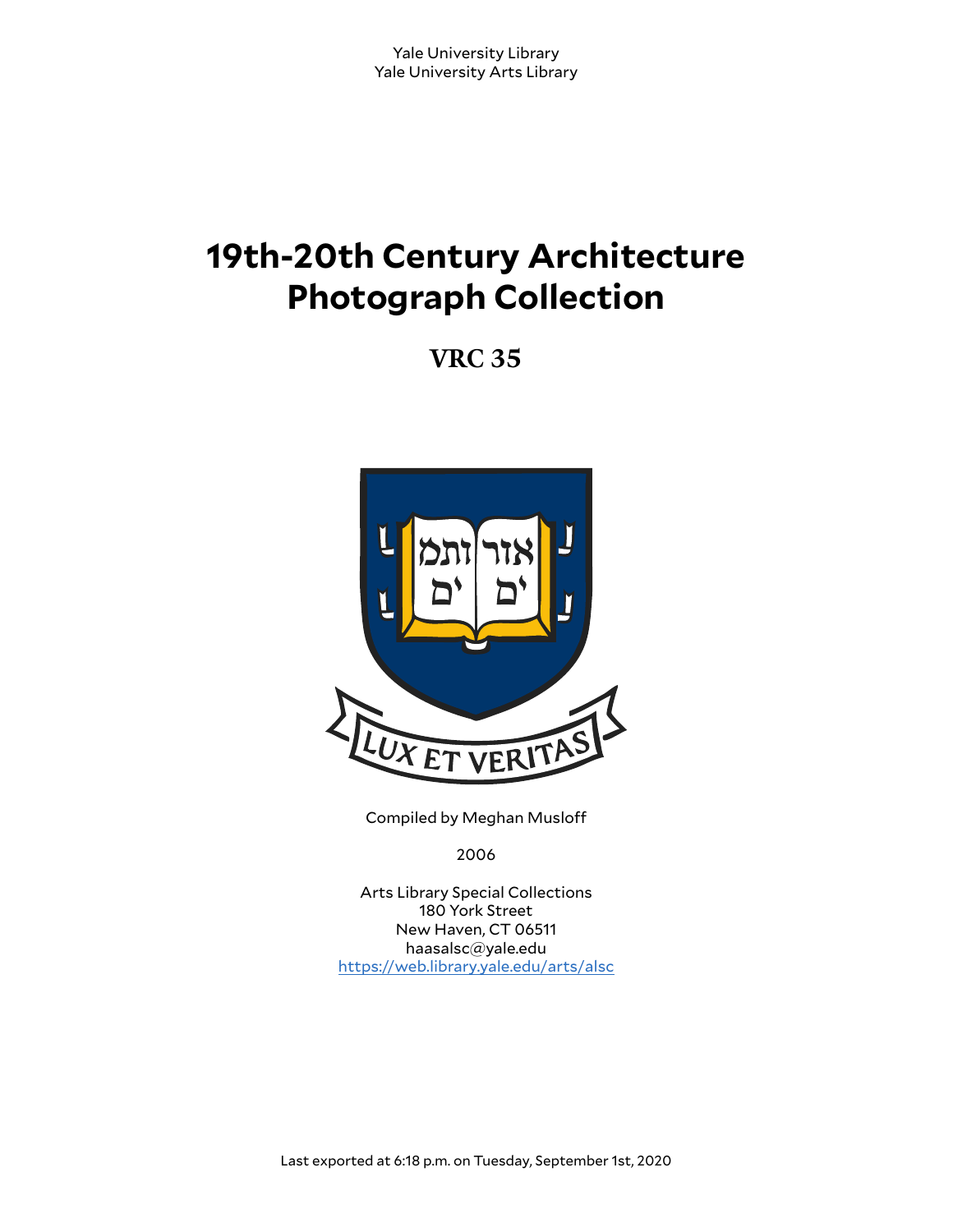Yale University Library
Yale University Arts Library

# 19th-20th Century Architecture Photograph Collection

## VRC 35

Compiled by Meghan Musloff

2006

Arts Library Special Collections
180 York Street
New Haven, CT 06511
haasalsc@yale.edu
https://web.library.yale.edu/arts/alsc

Last exported at 6:18 p.m. on Tuesday, September 1st, 2020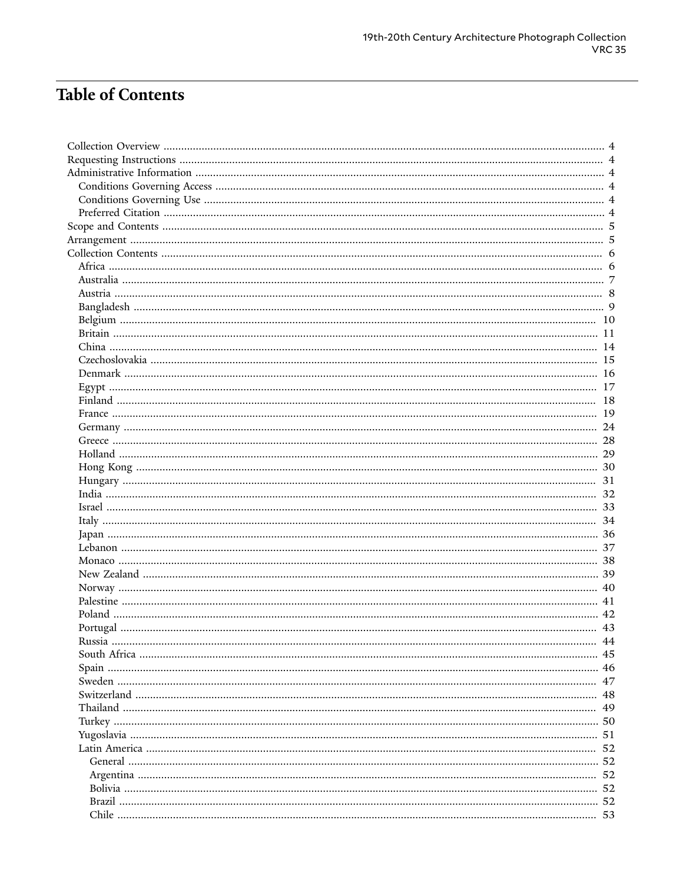# Table of Contents

- Collection Overview ..... 4
- Requesting Instructions ..... 4
- Administrative Information ..... 4
  - Conditions Governing Access ..... 4
  - Conditions Governing Use ..... 4
  - Preferred Citation ..... 4
- Scope and Contents ..... 5
- Arrangement ..... 5
- Collection Contents ..... 6
  - Africa ..... 6
  - Australia ..... 7
  - Austria ..... 8
  - Bangladesh ..... 9
  - Belgium ..... 10
  - Britain ..... 11
  - China ..... 14
  - Czechoslovakia ..... 15
  - Denmark ..... 16
  - Egypt ..... 17
  - Finland ..... 18
  - France ..... 19
  - Germany ..... 24
  - Greece ..... 28
  - Holland ..... 29
  - Hong Kong ..... 30
  - Hungary ..... 31
  - India ..... 32
  - Israel ..... 33
  - Italy ..... 34
  - Japan ..... 36
  - Lebanon ..... 37
  - Monaco ..... 38
  - New Zealand ..... 39
  - Norway ..... 40
  - Palestine ..... 41
  - Poland ..... 42
  - Portugal ..... 43
  - Russia ..... 44
  - South Africa ..... 45
  - Spain ..... 46
  - Sweden ..... 47
  - Switzerland ..... 48
  - Thailand ..... 49
  - Turkey ..... 50
  - Yugoslavia ..... 51
  - Latin America ..... 52
    - General ..... 52
    - Argentina ..... 52
    - Bolivia ..... 52
    - Brazil ..... 52
    - Chile ..... 53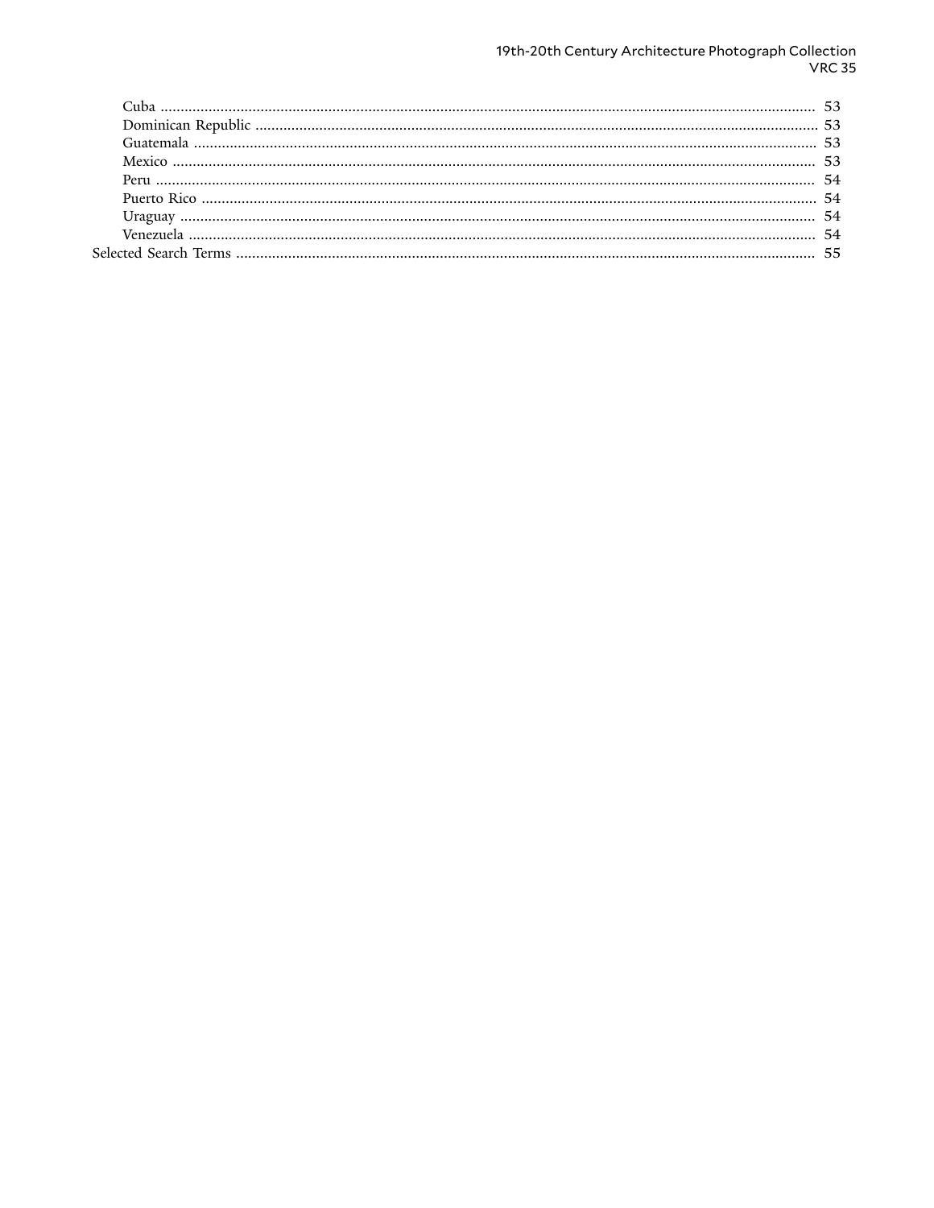- Cuba ........ 53
- Dominican Republic ........ 53
- Guatemala ........ 53
- Mexico ........ 53
- Peru ........ 54
- Puerto Rico ........ 54
- Uraguay ........ 54
- Venezuela ........ 54

Selected Search Terms ........ 55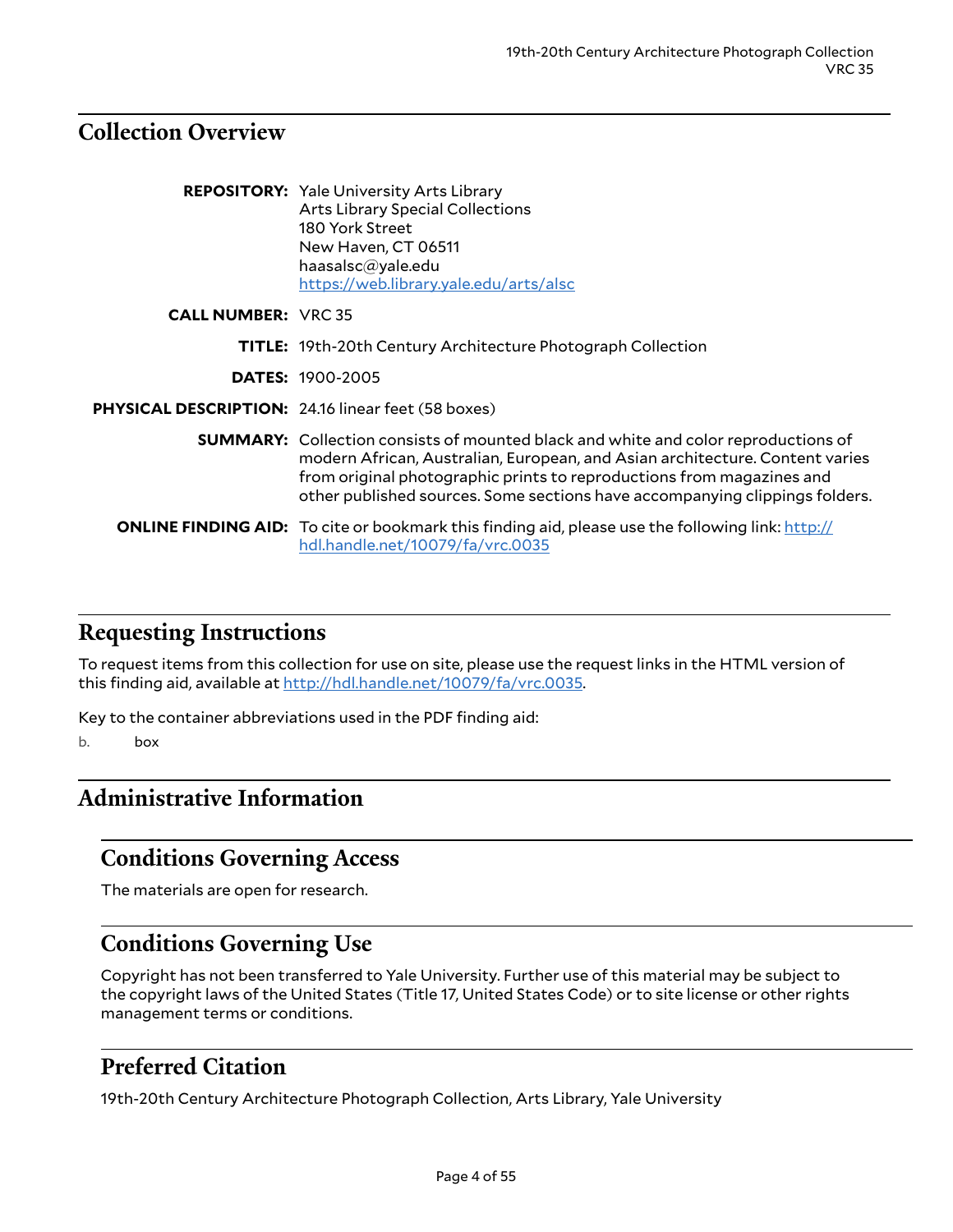## Collection Overview

**REPOSITORY:** Yale University Arts Library
Arts Library Special Collections
180 York Street
New Haven, CT 06511
haasalsc@yale.edu
https://web.library.yale.edu/arts/alsc

**CALL NUMBER:** VRC 35

**TITLE:** 19th-20th Century Architecture Photograph Collection

**DATES:** 1900-2005

**PHYSICAL DESCRIPTION:** 24.16 linear feet (58 boxes)

**SUMMARY:** Collection consists of mounted black and white and color reproductions of modern African, Australian, European, and Asian architecture. Content varies from original photographic prints to reproductions from magazines and other published sources. Some sections have accompanying clippings folders.

**ONLINE FINDING AID:** To cite or bookmark this finding aid, please use the following link: http://hdl.handle.net/10079/fa/vrc.0035

## Requesting Instructions

To request items from this collection for use on site, please use the request links in the HTML version of this finding aid, available at http://hdl.handle.net/10079/fa/vrc.0035.

Key to the container abbreviations used in the PDF finding aid:

b. box

## Administrative Information

### Conditions Governing Access

The materials are open for research.

### Conditions Governing Use

Copyright has not been transferred to Yale University. Further use of this material may be subject to the copyright laws of the United States (Title 17, United States Code) or to site license or other rights management terms or conditions.

### Preferred Citation

19th-20th Century Architecture Photograph Collection, Arts Library, Yale University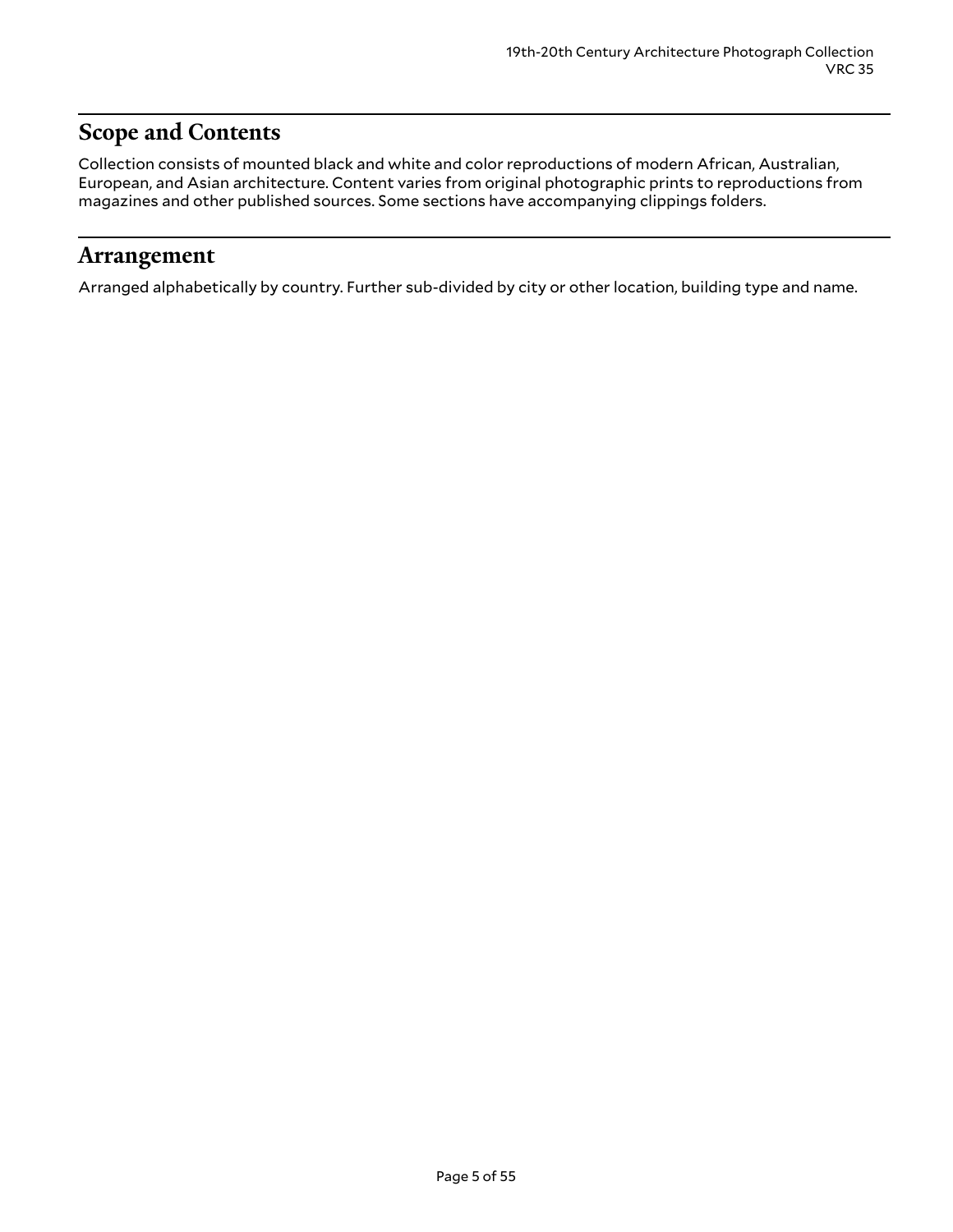## Scope and Contents

Collection consists of mounted black and white and color reproductions of modern African, Australian, European, and Asian architecture. Content varies from original photographic prints to reproductions from magazines and other published sources. Some sections have accompanying clippings folders.

## Arrangement

Arranged alphabetically by country. Further sub-divided by city or other location, building type and name.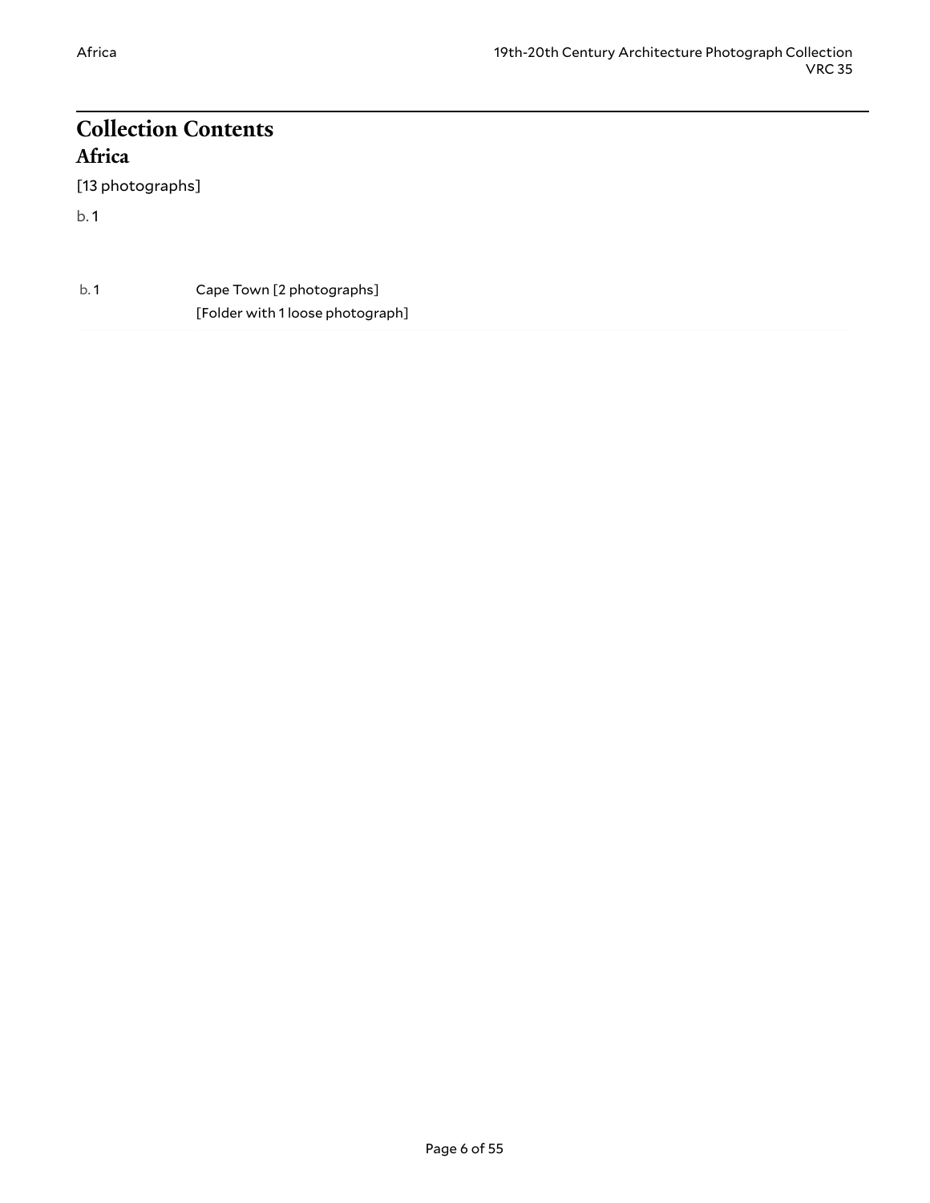# Collection Contents

## Africa

[13 photographs]

b. 1

| | |
|---|---|
| b. 1 | Cape Town [2 photographs]<br>[Folder with 1 loose photograph] |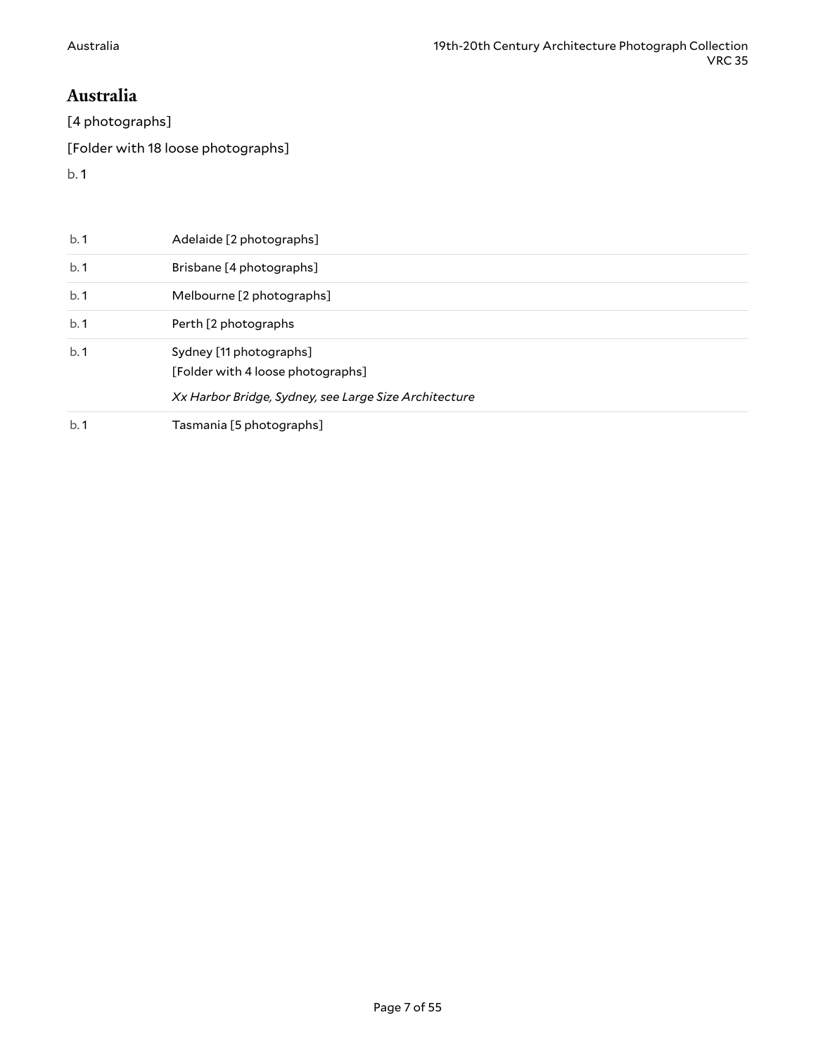## Australia

[4 photographs]

[Folder with 18 loose photographs]

b. 1

| | |
|---|---|
| b. 1 | Adelaide [2 photographs] |
| b. 1 | Brisbane [4 photographs] |
| b. 1 | Melbourne [2 photographs] |
| b. 1 | Perth [2 photographs |
| b. 1 | Sydney [11 photographs] [Folder with 4 loose photographs] *Xx Harbor Bridge, Sydney, see Large Size Architecture* |
| b. 1 | Tasmania [5 photographs] |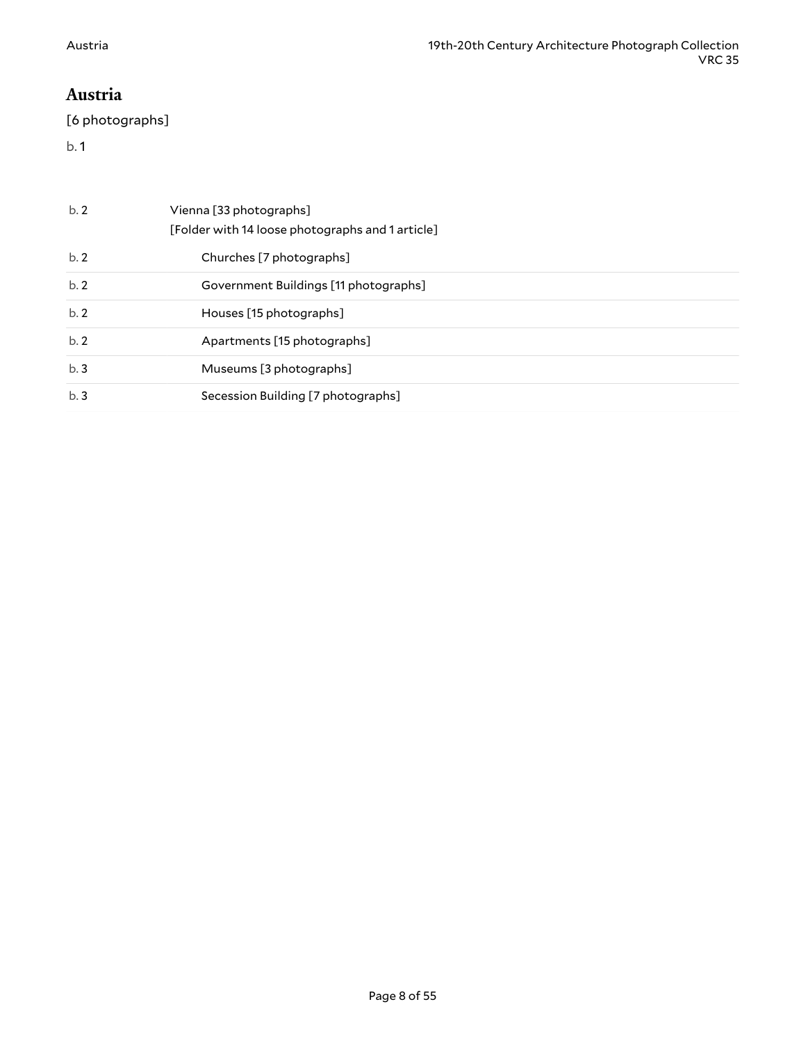## Austria

[6 photographs]

b. 1

| | |
|---|---|
| b. 2 | Vienna [33 photographs]<br>[Folder with 14 loose photographs and 1 article] |
| b. 2 | Churches [7 photographs] |
| b. 2 | Government Buildings [11 photographs] |
| b. 2 | Houses [15 photographs] |
| b. 2 | Apartments [15 photographs] |
| b. 3 | Museums [3 photographs] |
| b. 3 | Secession Building [7 photographs] |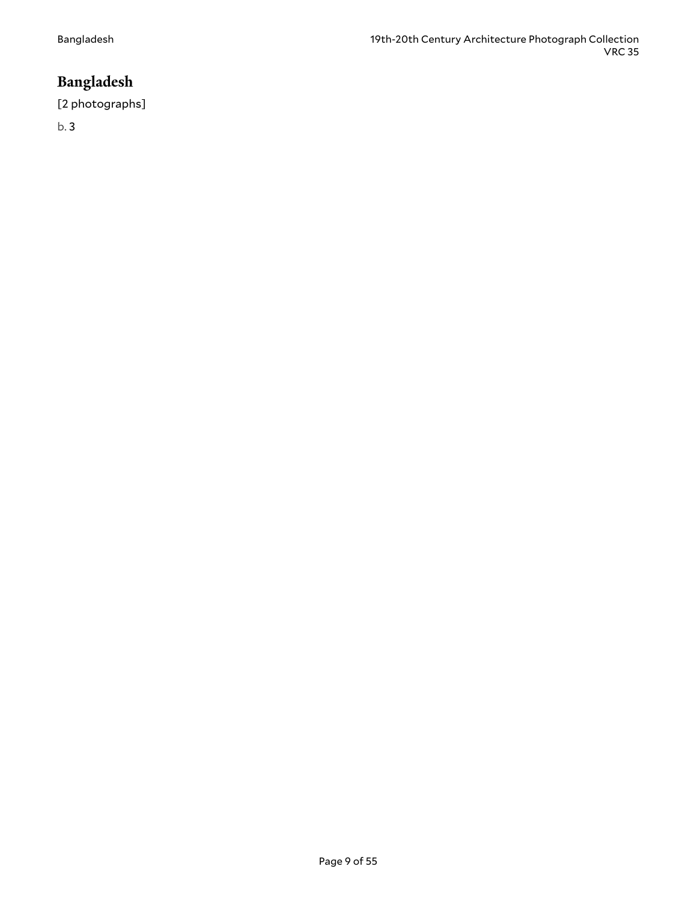# Bangladesh

[2 photographs]

b. 3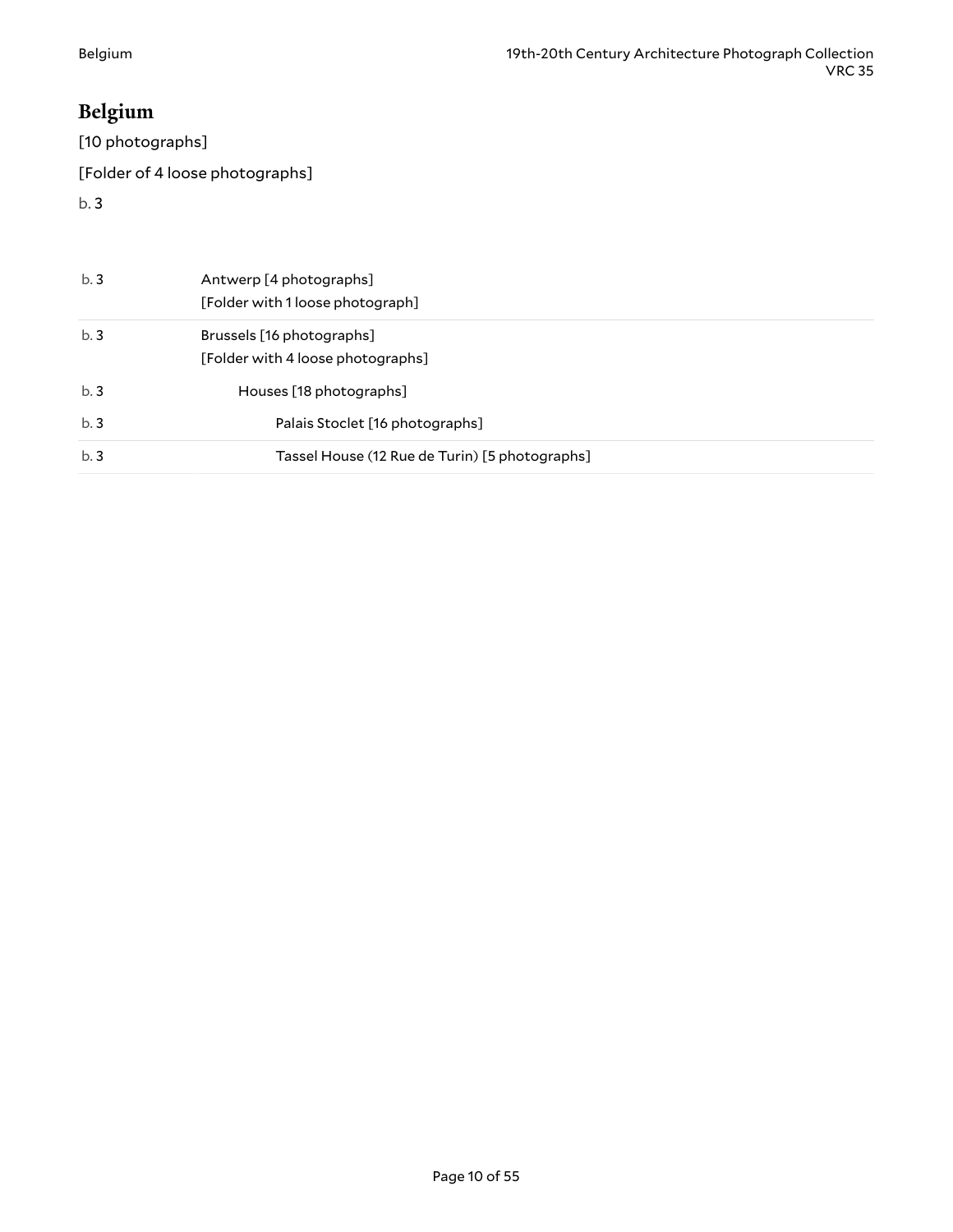## Belgium

[10 photographs]

[Folder of 4 loose photographs]

b. 3

| | |
|---|---|
| b. 3 | Antwerp [4 photographs]<br>[Folder with 1 loose photograph] |
| b. 3 | Brussels [16 photographs]<br>[Folder with 4 loose photographs] |
| b. 3 | Houses [18 photographs] |
| b. 3 | Palais Stoclet [16 photographs] |
| b. 3 | Tassel House (12 Rue de Turin) [5 photographs] |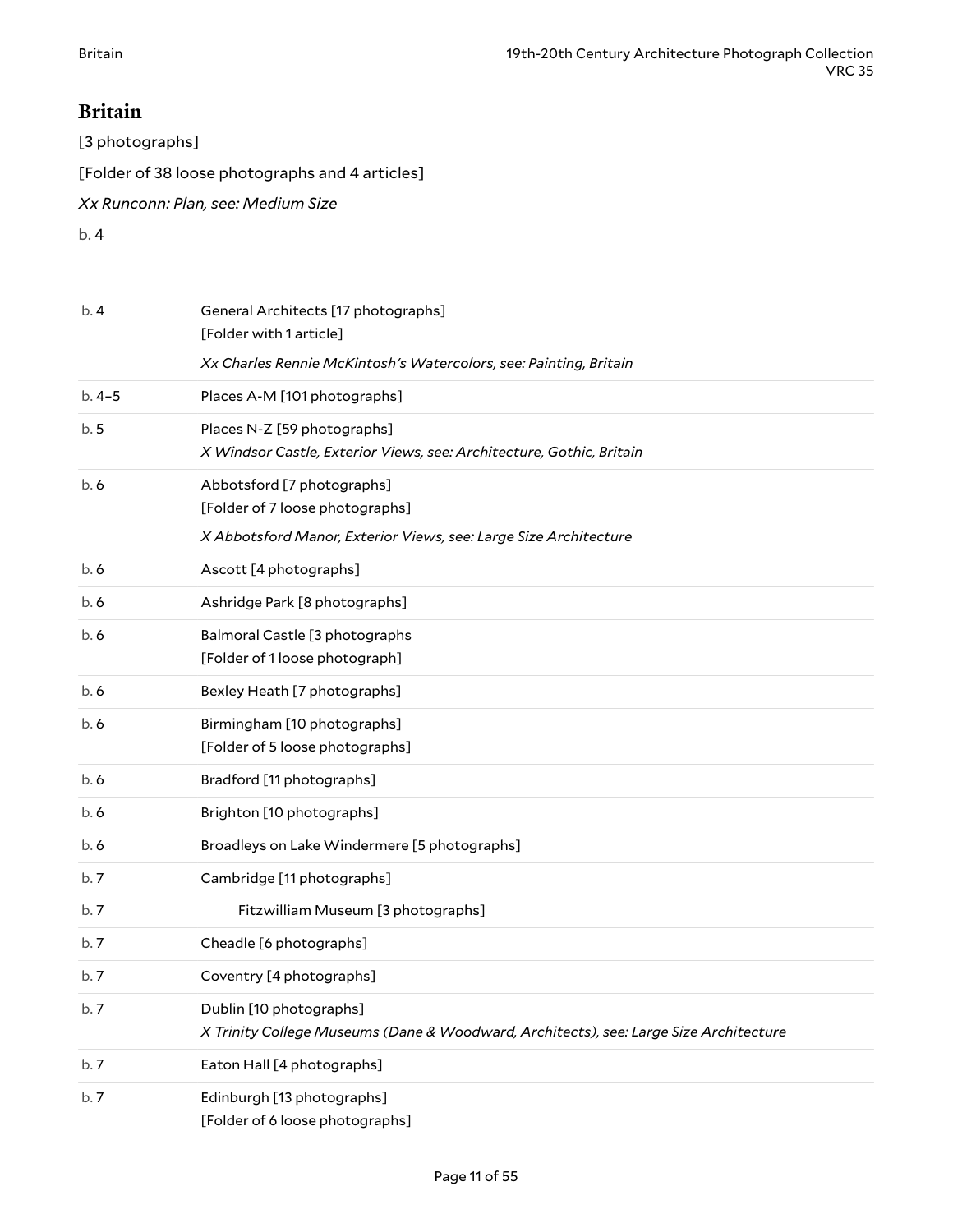## Britain

[3 photographs]

[Folder of 38 loose photographs and 4 articles]

*Xx Runconn: Plan, see: Medium Size*

b. 4

| | |
|---|---|
| b. 4 | General Architects [17 photographs]<br>[Folder with 1 article]<br>*Xx Charles Rennie McKintosh's Watercolors, see: Painting, Britain* |
| b. 4–5 | Places A-M [101 photographs] |
| b. 5 | Places N-Z [59 photographs]<br>*X Windsor Castle, Exterior Views, see: Architecture, Gothic, Britain* |
| b. 6 | Abbotsford [7 photographs]<br>[Folder of 7 loose photographs]<br>*X Abbotsford Manor, Exterior Views, see: Large Size Architecture* |
| b. 6 | Ascott [4 photographs] |
| b. 6 | Ashridge Park [8 photographs] |
| b. 6 | Balmoral Castle [3 photographs<br>[Folder of 1 loose photograph] |
| b. 6 | Bexley Heath [7 photographs] |
| b. 6 | Birmingham [10 photographs]<br>[Folder of 5 loose photographs] |
| b. 6 | Bradford [11 photographs] |
| b. 6 | Brighton [10 photographs] |
| b. 6 | Broadleys on Lake Windermere [5 photographs] |
| b. 7 | Cambridge [11 photographs] |
| b. 7 | Fitzwilliam Museum [3 photographs] |
| b. 7 | Cheadle [6 photographs] |
| b. 7 | Coventry [4 photographs] |
| b. 7 | Dublin [10 photographs]<br>*X Trinity College Museums (Dane & Woodward, Architects), see: Large Size Architecture* |
| b. 7 | Eaton Hall [4 photographs] |
| b. 7 | Edinburgh [13 photographs]<br>[Folder of 6 loose photographs] |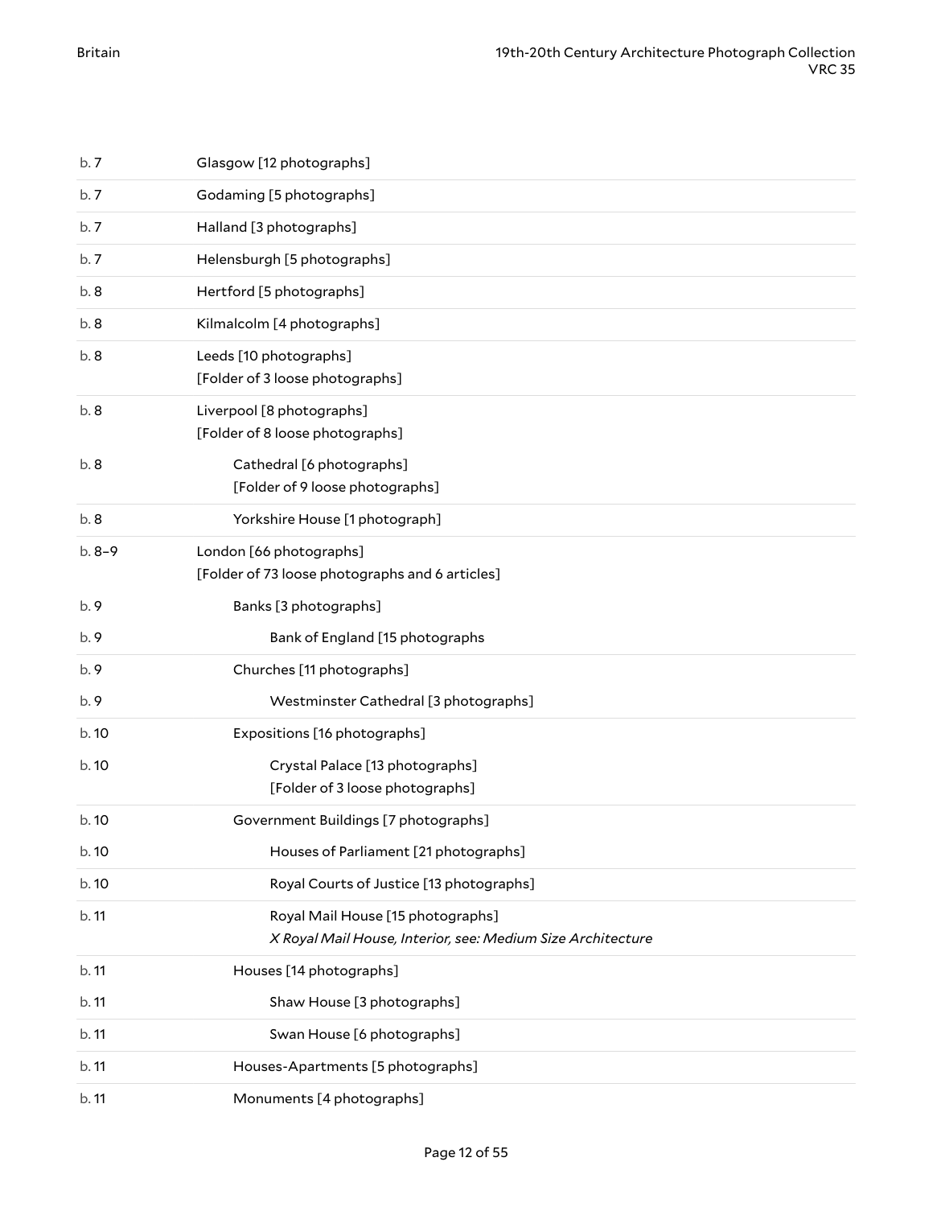| | |
|---|---|
| b. 7 | Glasgow [12 photographs] |
| b. 7 | Godaming [5 photographs] |
| b. 7 | Halland [3 photographs] |
| b. 7 | Helensburgh [5 photographs] |
| b. 8 | Hertford [5 photographs] |
| b. 8 | Kilmalcolm [4 photographs] |
| b. 8 | Leeds [10 photographs]<br>[Folder of 3 loose photographs] |
| b. 8 | Liverpool [8 photographs]<br>[Folder of 8 loose photographs] |
| b. 8 | Cathedral [6 photographs]<br>[Folder of 9 loose photographs] |
| b. 8 | Yorkshire House [1 photograph] |
| b. 8–9 | London [66 photographs]<br>[Folder of 73 loose photographs and 6 articles] |
| b. 9 | Banks [3 photographs] |
| b. 9 | Bank of England [15 photographs |
| b. 9 | Churches [11 photographs] |
| b. 9 | Westminster Cathedral [3 photographs] |
| b. 10 | Expositions [16 photographs] |
| b. 10 | Crystal Palace [13 photographs]<br>[Folder of 3 loose photographs] |
| b. 10 | Government Buildings [7 photographs] |
| b. 10 | Houses of Parliament [21 photographs] |
| b. 10 | Royal Courts of Justice [13 photographs] |
| b. 11 | Royal Mail House [15 photographs]<br>*X Royal Mail House, Interior, see: Medium Size Architecture* |
| b. 11 | Houses [14 photographs] |
| b. 11 | Shaw House [3 photographs] |
| b. 11 | Swan House [6 photographs] |
| b. 11 | Houses-Apartments [5 photographs] |
| b. 11 | Monuments [4 photographs] |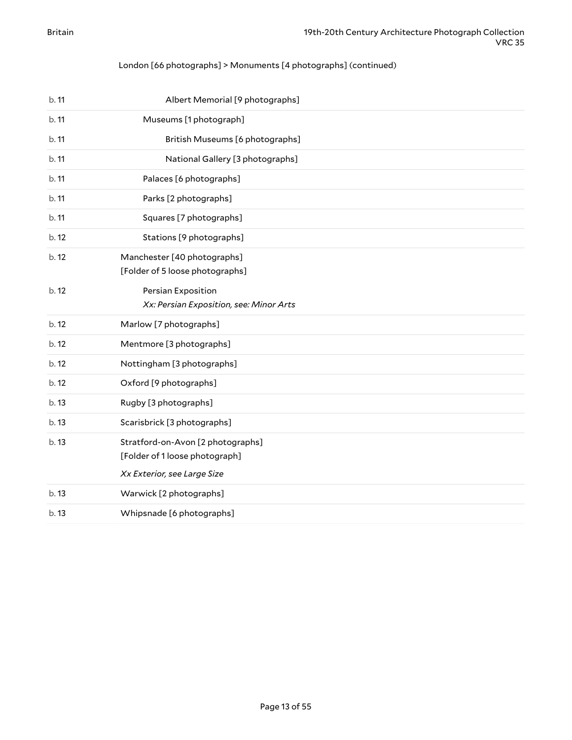London [66 photographs] > Monuments [4 photographs] (continued)

| | |
|---|---|
| b. 11 | Albert Memorial [9 photographs] |
| b. 11 | Museums [1 photograph] |
| b. 11 | British Museums [6 photographs] |
| b. 11 | National Gallery [3 photographs] |
| b. 11 | Palaces [6 photographs] |
| b. 11 | Parks [2 photographs] |
| b. 11 | Squares [7 photographs] |
| b. 12 | Stations [9 photographs] |
| b. 12 | Manchester [40 photographs]<br>[Folder of 5 loose photographs] |
| b. 12 | Persian Exposition<br>*Xx: Persian Exposition, see: Minor Arts* |
| b. 12 | Marlow [7 photographs] |
| b. 12 | Mentmore [3 photographs] |
| b. 12 | Nottingham [3 photographs] |
| b. 12 | Oxford [9 photographs] |
| b. 13 | Rugby [3 photographs] |
| b. 13 | Scarisbrick [3 photographs] |
| b. 13 | Stratford-on-Avon [2 photographs]<br>[Folder of 1 loose photograph]<br>*Xx Exterior, see Large Size* |
| b. 13 | Warwick [2 photographs] |
| b. 13 | Whipsnade [6 photographs] |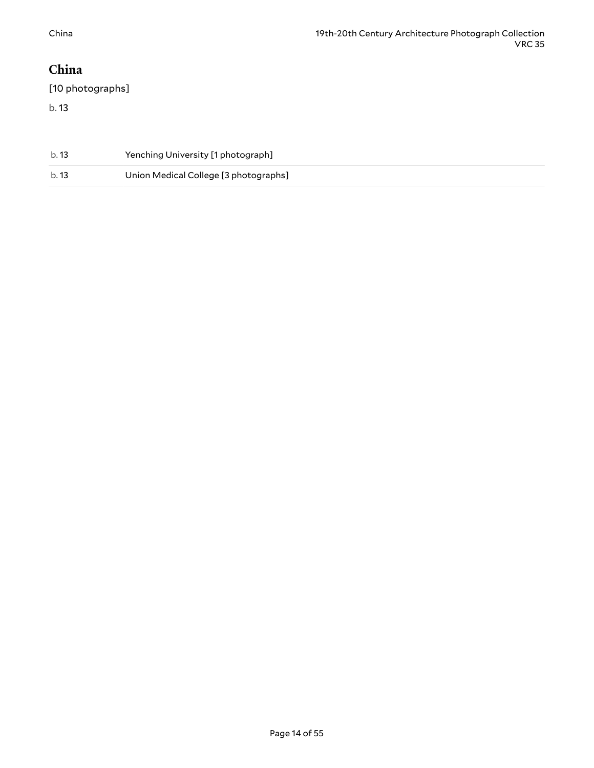## China

[10 photographs]

b. 13

| | |
|---|---|
| b. 13 | Yenching University [1 photograph] |
| b. 13 | Union Medical College [3 photographs] |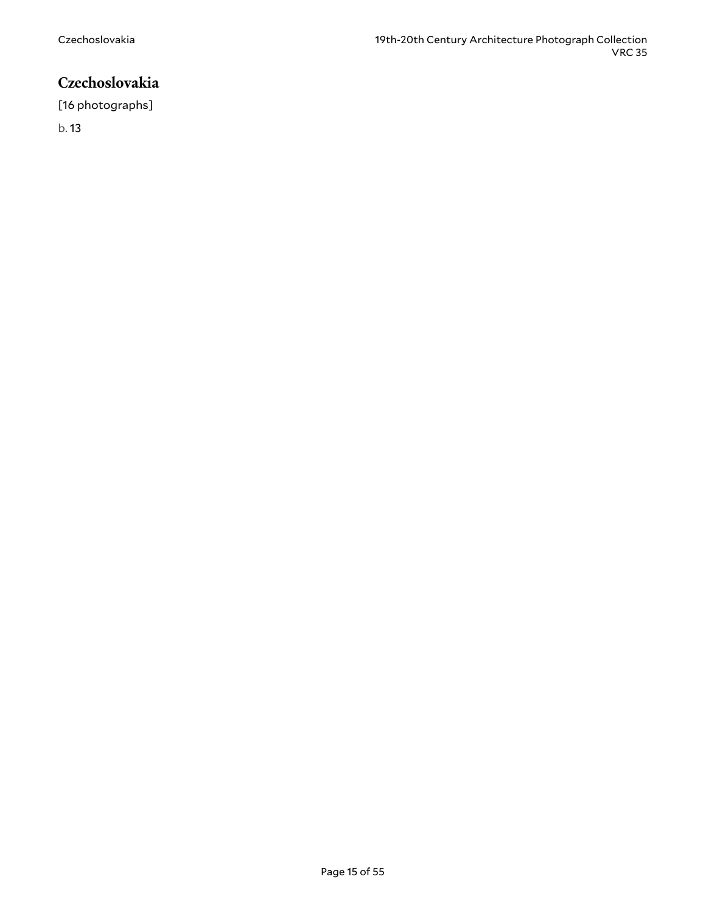## Czechoslovakia

[16 photographs]

b. 13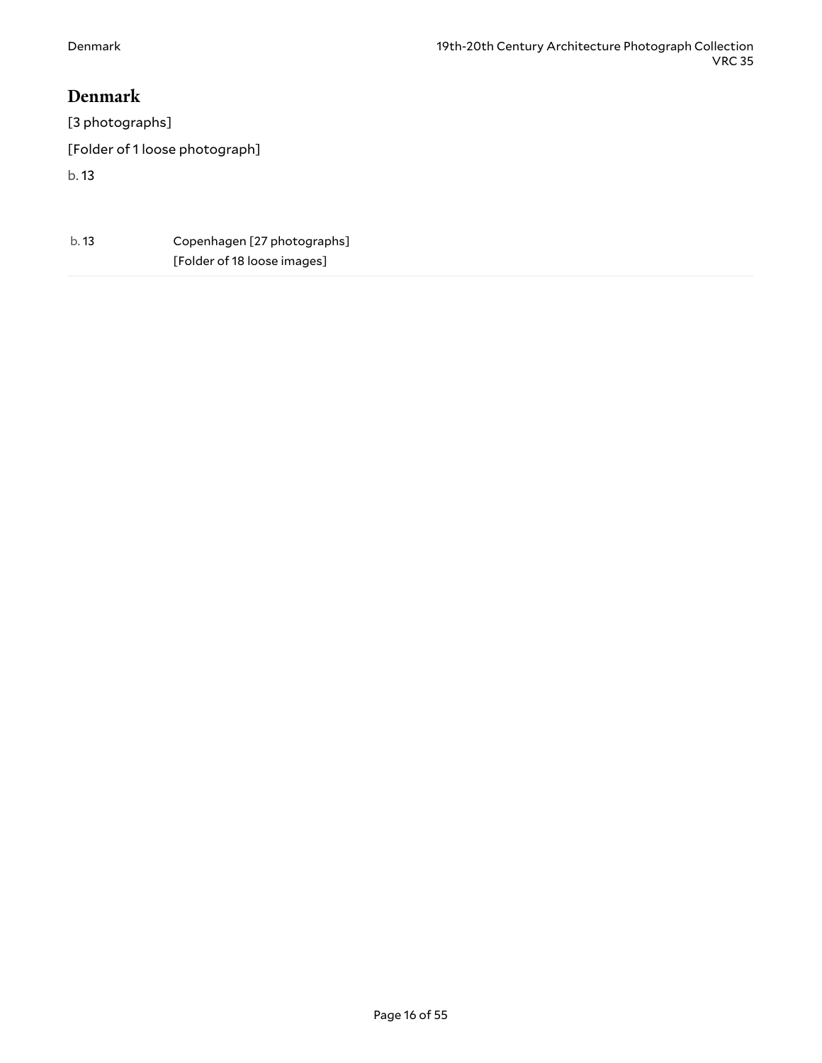# Denmark

[3 photographs]

[Folder of 1 loose photograph]

b. 13

| | |
|---|---|
| b. 13 | Copenhagen [27 photographs]<br>[Folder of 18 loose images] |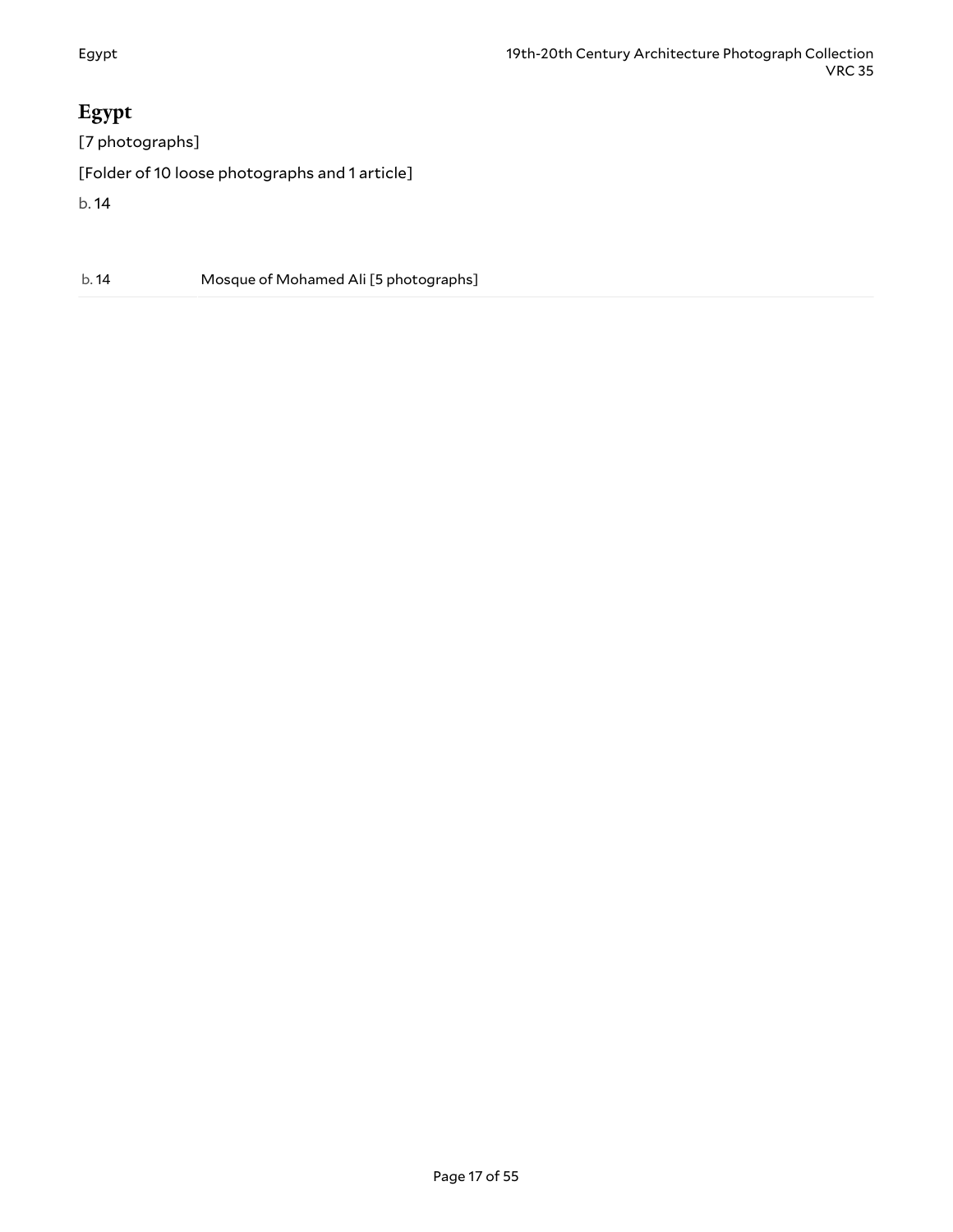# Egypt

[7 photographs]

[Folder of 10 loose photographs and 1 article]

b. 14

| | |
|---|---|
| b. 14 | Mosque of Mohamed Ali [5 photographs] |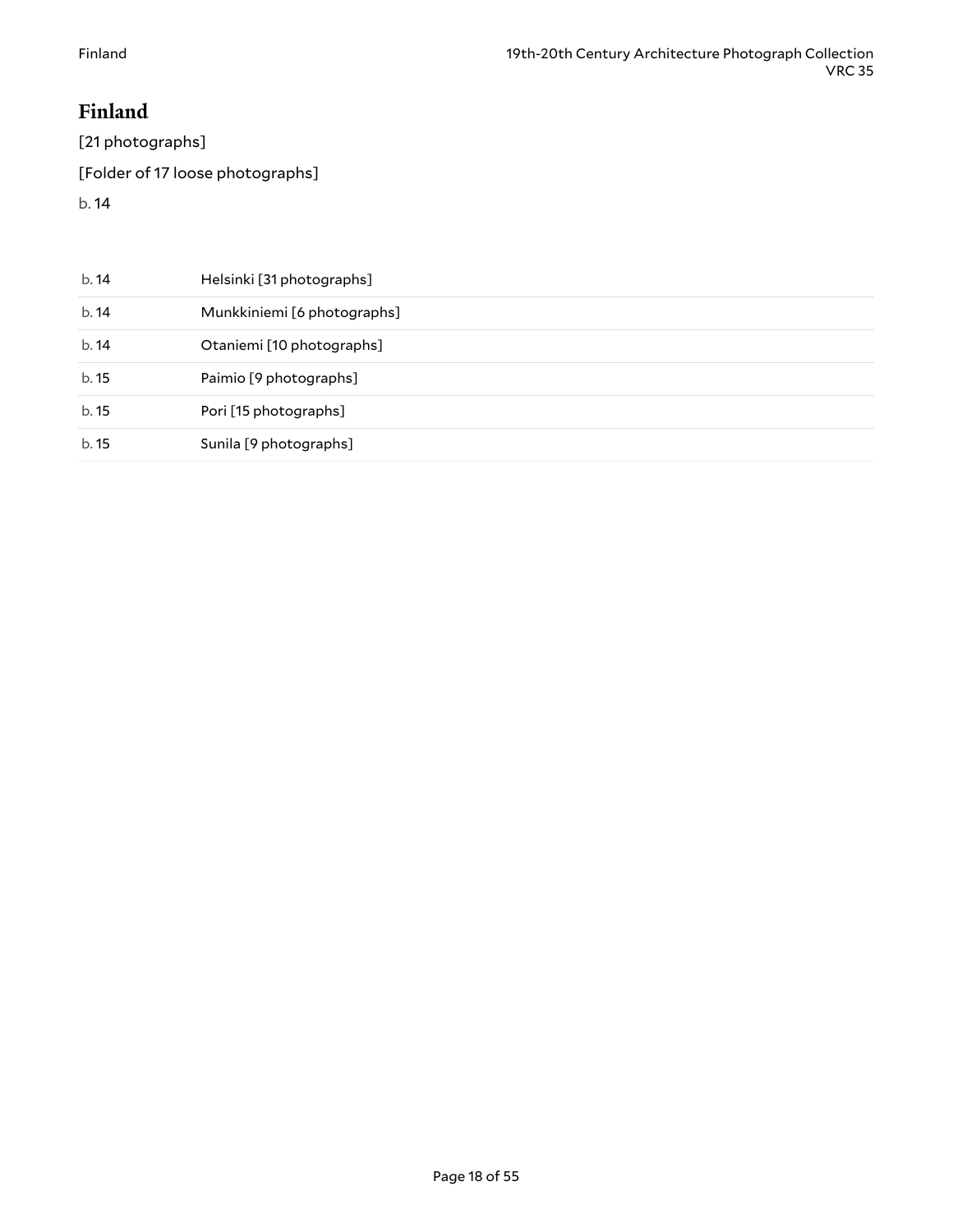# Finland

[21 photographs]

[Folder of 17 loose photographs]

b. 14

| | |
|---|---|
| b. 14 | Helsinki [31 photographs] |
| b. 14 | Munkkiniemi [6 photographs] |
| b. 14 | Otaniemi [10 photographs] |
| b. 15 | Paimio [9 photographs] |
| b. 15 | Pori [15 photographs] |
| b. 15 | Sunila [9 photographs] |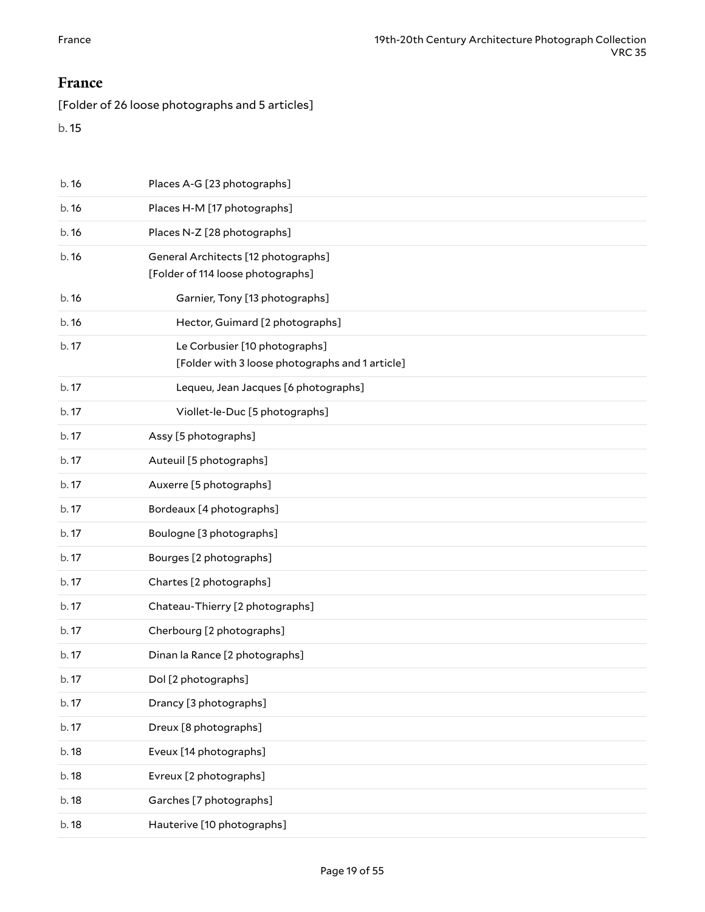## France

[Folder of 26 loose photographs and 5 articles]

b. 15

| | |
|---|---|
| b. 16 | Places A-G [23 photographs] |
| b. 16 | Places H-M [17 photographs] |
| b. 16 | Places N-Z [28 photographs] |
| b. 16 | General Architects [12 photographs]<br>[Folder of 114 loose photographs] |
| b. 16 | Garnier, Tony [13 photographs] |
| b. 16 | Hector, Guimard [2 photographs] |
| b. 17 | Le Corbusier [10 photographs]<br>[Folder with 3 loose photographs and 1 article] |
| b. 17 | Lequeu, Jean Jacques [6 photographs] |
| b. 17 | Viollet-le-Duc [5 photographs] |
| b. 17 | Assy [5 photographs] |
| b. 17 | Auteuil [5 photographs] |
| b. 17 | Auxerre [5 photographs] |
| b. 17 | Bordeaux [4 photographs] |
| b. 17 | Boulogne [3 photographs] |
| b. 17 | Bourges [2 photographs] |
| b. 17 | Chartes [2 photographs] |
| b. 17 | Chateau-Thierry [2 photographs] |
| b. 17 | Cherbourg [2 photographs] |
| b. 17 | Dinan la Rance [2 photographs] |
| b. 17 | Dol [2 photographs] |
| b. 17 | Drancy [3 photographs] |
| b. 17 | Dreux [8 photographs] |
| b. 18 | Eveux [14 photographs] |
| b. 18 | Evreux [2 photographs] |
| b. 18 | Garches [7 photographs] |
| b. 18 | Hauterive [10 photographs] |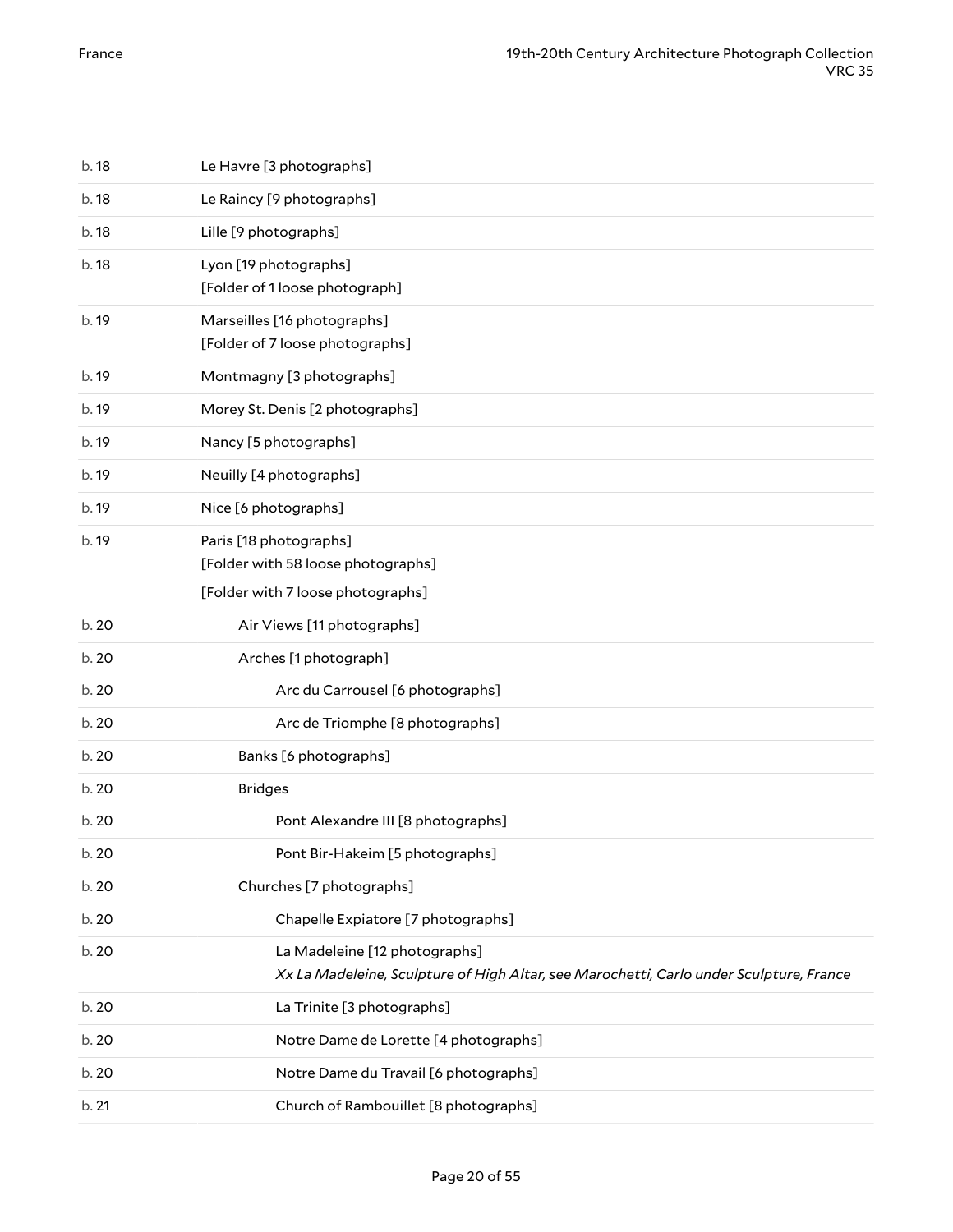| | |
|---|---|
| b. 18 | Le Havre [3 photographs] |
| b. 18 | Le Raincy [9 photographs] |
| b. 18 | Lille [9 photographs] |
| b. 18 | Lyon [19 photographs]<br>[Folder of 1 loose photograph] |
| b. 19 | Marseilles [16 photographs]<br>[Folder of 7 loose photographs] |
| b. 19 | Montmagny [3 photographs] |
| b. 19 | Morey St. Denis [2 photographs] |
| b. 19 | Nancy [5 photographs] |
| b. 19 | Neuilly [4 photographs] |
| b. 19 | Nice [6 photographs] |
| b. 19 | Paris [18 photographs]<br>[Folder with 58 loose photographs]<br>[Folder with 7 loose photographs] |
| b. 20 | Air Views [11 photographs] |
| b. 20 | Arches [1 photograph] |
| b. 20 | Arc du Carrousel [6 photographs] |
| b. 20 | Arc de Triomphe [8 photographs] |
| b. 20 | Banks [6 photographs] |
| b. 20 | Bridges |
| b. 20 | Pont Alexandre III [8 photographs] |
| b. 20 | Pont Bir-Hakeim [5 photographs] |
| b. 20 | Churches [7 photographs] |
| b. 20 | Chapelle Expiatore [7 photographs] |
| b. 20 | La Madeleine [12 photographs]<br>*Xx La Madeleine, Sculpture of High Altar, see Marochetti, Carlo under Sculpture, France* |
| b. 20 | La Trinite [3 photographs] |
| b. 20 | Notre Dame de Lorette [4 photographs] |
| b. 20 | Notre Dame du Travail [6 photographs] |
| b. 21 | Church of Rambouillet [8 photographs] |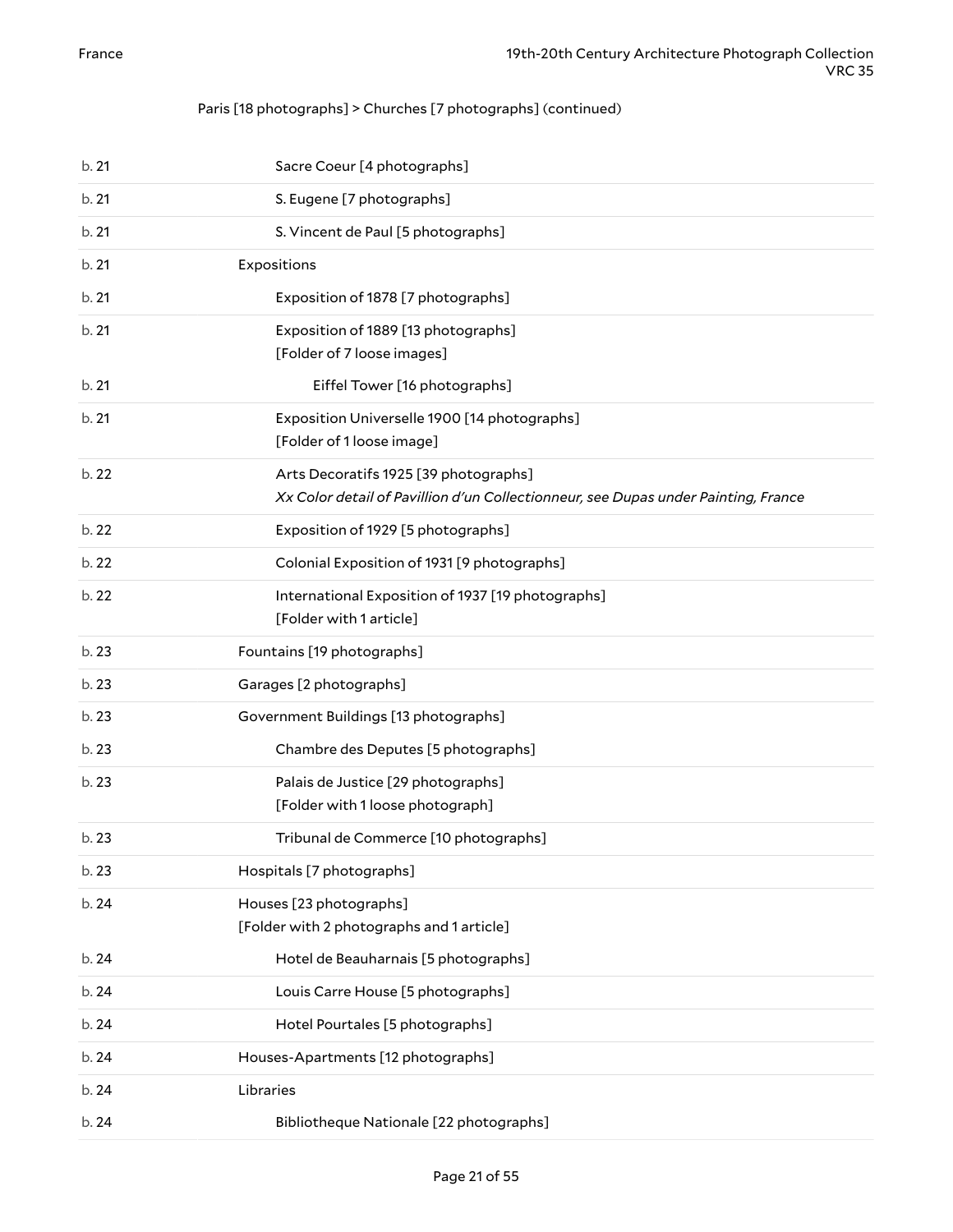Paris [18 photographs] > Churches [7 photographs] (continued)

| | |
|---|---|
| b. 21 | Sacre Coeur [4 photographs] |
| b. 21 | S. Eugene [7 photographs] |
| b. 21 | S. Vincent de Paul [5 photographs] |
| b. 21 | Expositions |
| b. 21 | Exposition of 1878 [7 photographs] |
| b. 21 | Exposition of 1889 [13 photographs]<br>[Folder of 7 loose images] |
| b. 21 | Eiffel Tower [16 photographs] |
| b. 21 | Exposition Universelle 1900 [14 photographs]<br>[Folder of 1 loose image] |
| b. 22 | Arts Decoratifs 1925 [39 photographs]<br>*Xx Color detail of Pavillion d'un Collectionneur, see Dupas under Painting, France* |
| b. 22 | Exposition of 1929 [5 photographs] |
| b. 22 | Colonial Exposition of 1931 [9 photographs] |
| b. 22 | International Exposition of 1937 [19 photographs]<br>[Folder with 1 article] |
| b. 23 | Fountains [19 photographs] |
| b. 23 | Garages [2 photographs] |
| b. 23 | Government Buildings [13 photographs] |
| b. 23 | Chambre des Deputes [5 photographs] |
| b. 23 | Palais de Justice [29 photographs]<br>[Folder with 1 loose photograph] |
| b. 23 | Tribunal de Commerce [10 photographs] |
| b. 23 | Hospitals [7 photographs] |
| b. 24 | Houses [23 photographs]<br>[Folder with 2 photographs and 1 article] |
| b. 24 | Hotel de Beauharnais [5 photographs] |
| b. 24 | Louis Carre House [5 photographs] |
| b. 24 | Hotel Pourtales [5 photographs] |
| b. 24 | Houses-Apartments [12 photographs] |
| b. 24 | Libraries |
| b. 24 | Bibliotheque Nationale [22 photographs] |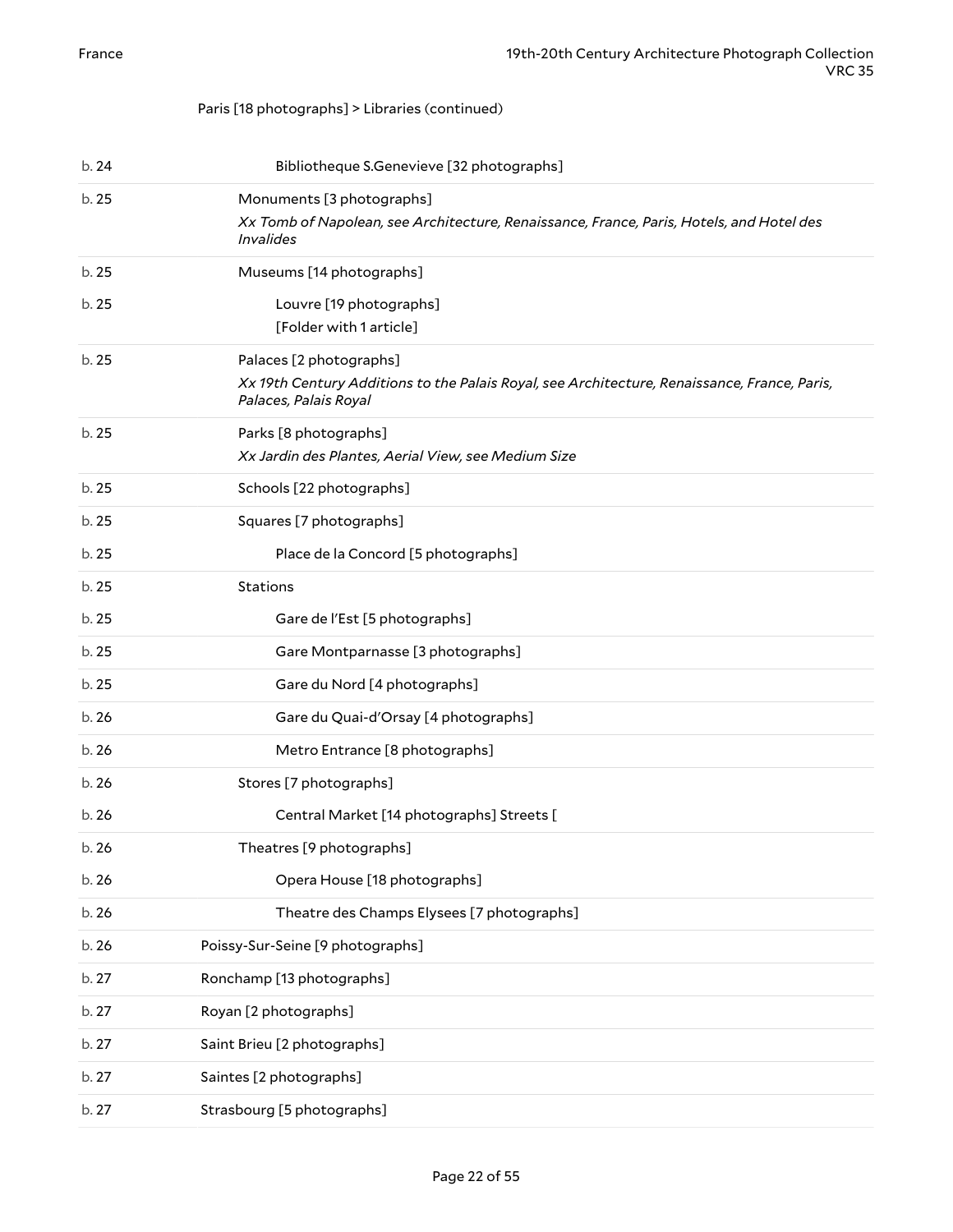Paris [18 photographs] > Libraries (continued)

| | |
|---|---|
| b. 24 | Bibliotheque S.Genevieve [32 photographs] |
| b. 25 | Monuments [3 photographs]<br>*Xx Tomb of Napolean, see Architecture, Renaissance, France, Paris, Hotels, and Hotel des Invalides* |
| b. 25 | Museums [14 photographs] |
| b. 25 | Louvre [19 photographs]<br>[Folder with 1 article] |
| b. 25 | Palaces [2 photographs]<br>*Xx 19th Century Additions to the Palais Royal, see Architecture, Renaissance, France, Paris, Palaces, Palais Royal* |
| b. 25 | Parks [8 photographs]<br>*Xx Jardin des Plantes, Aerial View, see Medium Size* |
| b. 25 | Schools [22 photographs] |
| b. 25 | Squares [7 photographs] |
| b. 25 | Place de la Concord [5 photographs] |
| b. 25 | Stations |
| b. 25 | Gare de l'Est [5 photographs] |
| b. 25 | Gare Montparnasse [3 photographs] |
| b. 25 | Gare du Nord [4 photographs] |
| b. 26 | Gare du Quai-d'Orsay [4 photographs] |
| b. 26 | Metro Entrance [8 photographs] |
| b. 26 | Stores [7 photographs] |
| b. 26 | Central Market [14 photographs] Streets [ |
| b. 26 | Theatres [9 photographs] |
| b. 26 | Opera House [18 photographs] |
| b. 26 | Theatre des Champs Elysees [7 photographs] |
| b. 26 | Poissy-Sur-Seine [9 photographs] |
| b. 27 | Ronchamp [13 photographs] |
| b. 27 | Royan [2 photographs] |
| b. 27 | Saint Brieu [2 photographs] |
| b. 27 | Saintes [2 photographs] |
| b. 27 | Strasbourg [5 photographs] |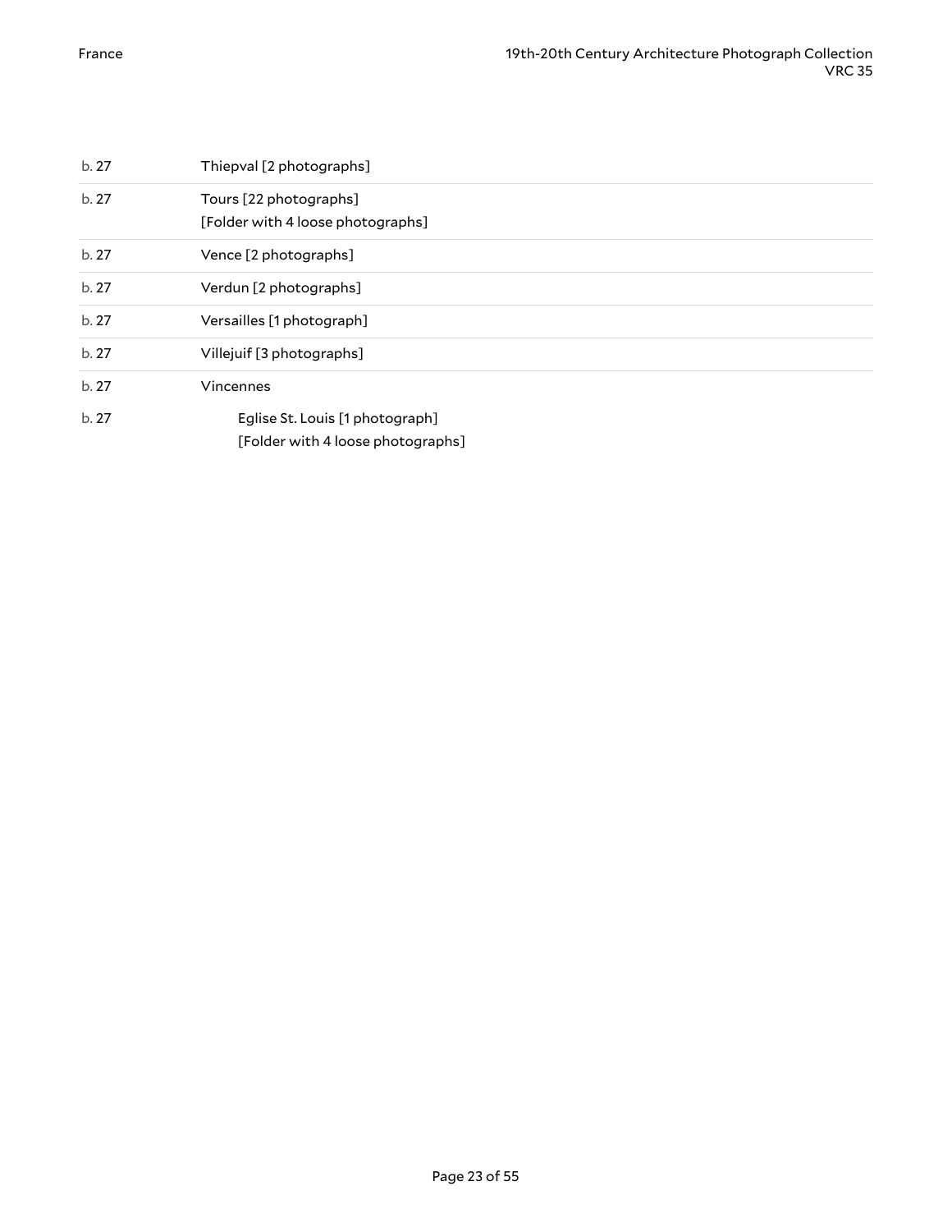| | |
|---|---|
| b. 27 | Thiepval [2 photographs] |
| b. 27 | Tours [22 photographs]<br>[Folder with 4 loose photographs] |
| b. 27 | Vence [2 photographs] |
| b. 27 | Verdun [2 photographs] |
| b. 27 | Versailles [1 photograph] |
| b. 27 | Villejuif [3 photographs] |
| b. 27 | Vincennes |
| b. 27 | Eglise St. Louis [1 photograph]<br>[Folder with 4 loose photographs] |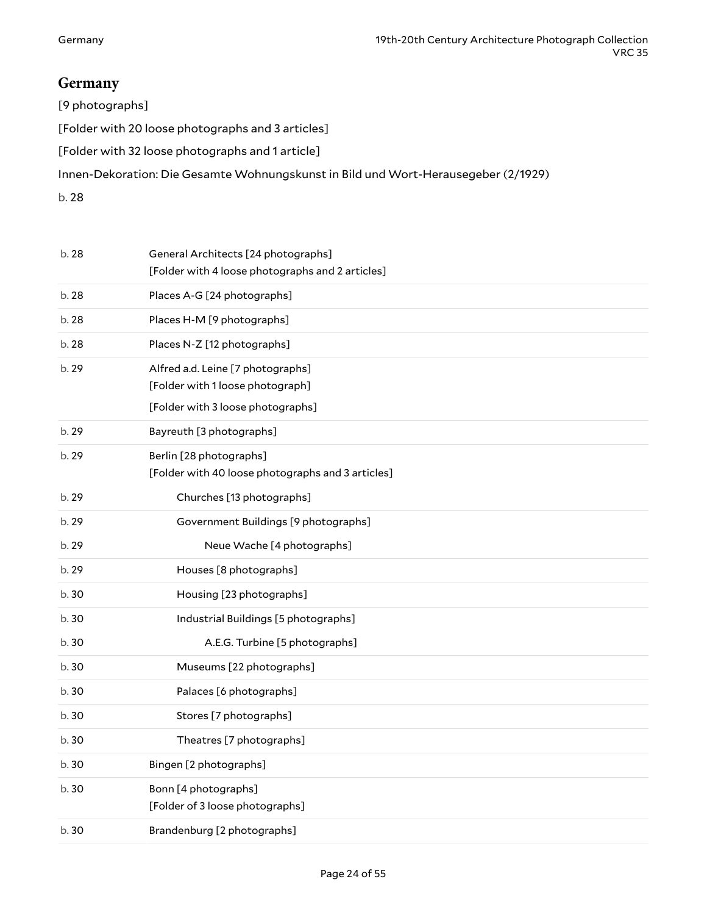## Germany

[9 photographs]

[Folder with 20 loose photographs and 3 articles]

[Folder with 32 loose photographs and 1 article]

Innen-Dekoration: Die Gesamte Wohnungskunst in Bild und Wort-Herausegeber (2/1929)

b. 28

| | |
|---|---|
| b. 28 | General Architects [24 photographs]<br>[Folder with 4 loose photographs and 2 articles] |
| b. 28 | Places A-G [24 photographs] |
| b. 28 | Places H-M [9 photographs] |
| b. 28 | Places N-Z [12 photographs] |
| b. 29 | Alfred a.d. Leine [7 photographs]<br>[Folder with 1 loose photograph]<br>[Folder with 3 loose photographs] |
| b. 29 | Bayreuth [3 photographs] |
| b. 29 | Berlin [28 photographs]<br>[Folder with 40 loose photographs and 3 articles] |
| b. 29 | Churches [13 photographs] |
| b. 29 | Government Buildings [9 photographs] |
| b. 29 | Neue Wache [4 photographs] |
| b. 29 | Houses [8 photographs] |
| b. 30 | Housing [23 photographs] |
| b. 30 | Industrial Buildings [5 photographs] |
| b. 30 | A.E.G. Turbine [5 photographs] |
| b. 30 | Museums [22 photographs] |
| b. 30 | Palaces [6 photographs] |
| b. 30 | Stores [7 photographs] |
| b. 30 | Theatres [7 photographs] |
| b. 30 | Bingen [2 photographs] |
| b. 30 | Bonn [4 photographs]<br>[Folder of 3 loose photographs] |
| b. 30 | Brandenburg [2 photographs] |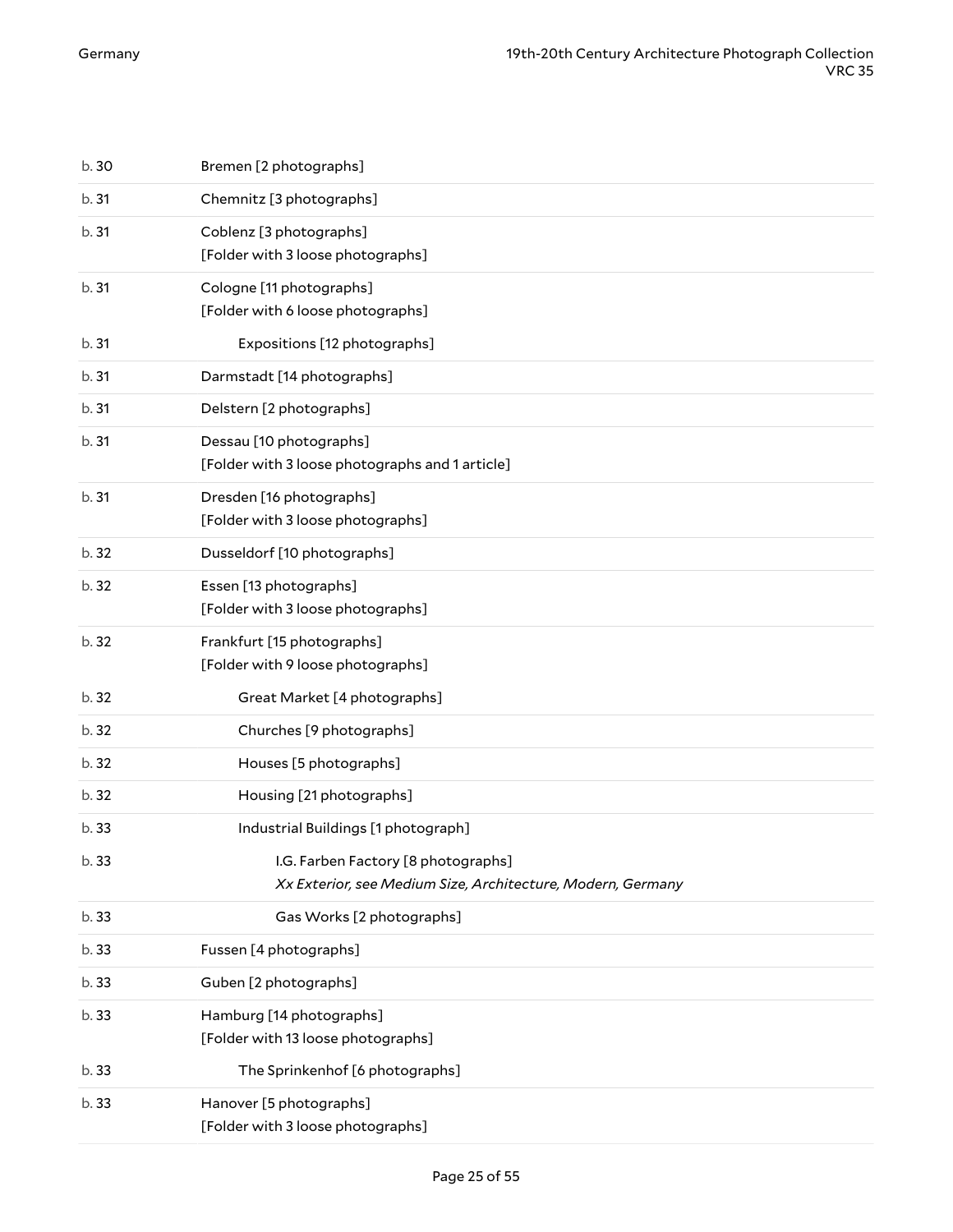| | |
|---|---|
| b. 30 | Bremen [2 photographs] |
| b. 31 | Chemnitz [3 photographs] |
| b. 31 | Coblenz [3 photographs]<br>[Folder with 3 loose photographs] |
| b. 31 | Cologne [11 photographs]<br>[Folder with 6 loose photographs] |
| b. 31 | Expositions [12 photographs] |
| b. 31 | Darmstadt [14 photographs] |
| b. 31 | Delstern [2 photographs] |
| b. 31 | Dessau [10 photographs]<br>[Folder with 3 loose photographs and 1 article] |
| b. 31 | Dresden [16 photographs]<br>[Folder with 3 loose photographs] |
| b. 32 | Dusseldorf [10 photographs] |
| b. 32 | Essen [13 photographs]<br>[Folder with 3 loose photographs] |
| b. 32 | Frankfurt [15 photographs]<br>[Folder with 9 loose photographs] |
| b. 32 | Great Market [4 photographs] |
| b. 32 | Churches [9 photographs] |
| b. 32 | Houses [5 photographs] |
| b. 32 | Housing [21 photographs] |
| b. 33 | Industrial Buildings [1 photograph] |
| b. 33 | I.G. Farben Factory [8 photographs]<br>*Xx Exterior, see Medium Size, Architecture, Modern, Germany* |
| b. 33 | Gas Works [2 photographs] |
| b. 33 | Fussen [4 photographs] |
| b. 33 | Guben [2 photographs] |
| b. 33 | Hamburg [14 photographs]<br>[Folder with 13 loose photographs] |
| b. 33 | The Sprinkenhof [6 photographs] |
| b. 33 | Hanover [5 photographs]<br>[Folder with 3 loose photographs] |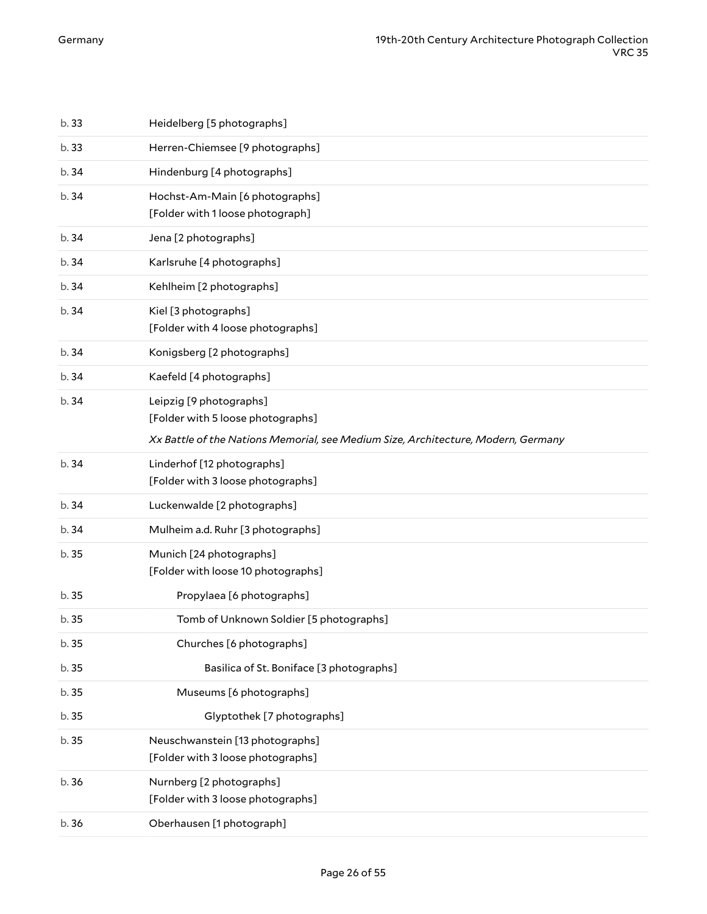| | |
|---|---|
| b. 33 | Heidelberg [5 photographs] |
| b. 33 | Herren-Chiemsee [9 photographs] |
| b. 34 | Hindenburg [4 photographs] |
| b. 34 | Hochst-Am-Main [6 photographs]<br>[Folder with 1 loose photograph] |
| b. 34 | Jena [2 photographs] |
| b. 34 | Karlsruhe [4 photographs] |
| b. 34 | Kehlheim [2 photographs] |
| b. 34 | Kiel [3 photographs]<br>[Folder with 4 loose photographs] |
| b. 34 | Konigsberg [2 photographs] |
| b. 34 | Kaefeld [4 photographs] |
| b. 34 | Leipzig [9 photographs]<br>[Folder with 5 loose photographs]<br>*Xx Battle of the Nations Memorial, see Medium Size, Architecture, Modern, Germany* |
| b. 34 | Linderhof [12 photographs]<br>[Folder with 3 loose photographs] |
| b. 34 | Luckenwalde [2 photographs] |
| b. 34 | Mulheim a.d. Ruhr [3 photographs] |
| b. 35 | Munich [24 photographs]<br>[Folder with loose 10 photographs] |
| b. 35 | Propylaea [6 photographs] |
| b. 35 | Tomb of Unknown Soldier [5 photographs] |
| b. 35 | Churches [6 photographs] |
| b. 35 | Basilica of St. Boniface [3 photographs] |
| b. 35 | Museums [6 photographs] |
| b. 35 | Glyptothek [7 photographs] |
| b. 35 | Neuschwanstein [13 photographs]<br>[Folder with 3 loose photographs] |
| b. 36 | Nurnberg [2 photographs]<br>[Folder with 3 loose photographs] |
| b. 36 | Oberhausen [1 photograph] |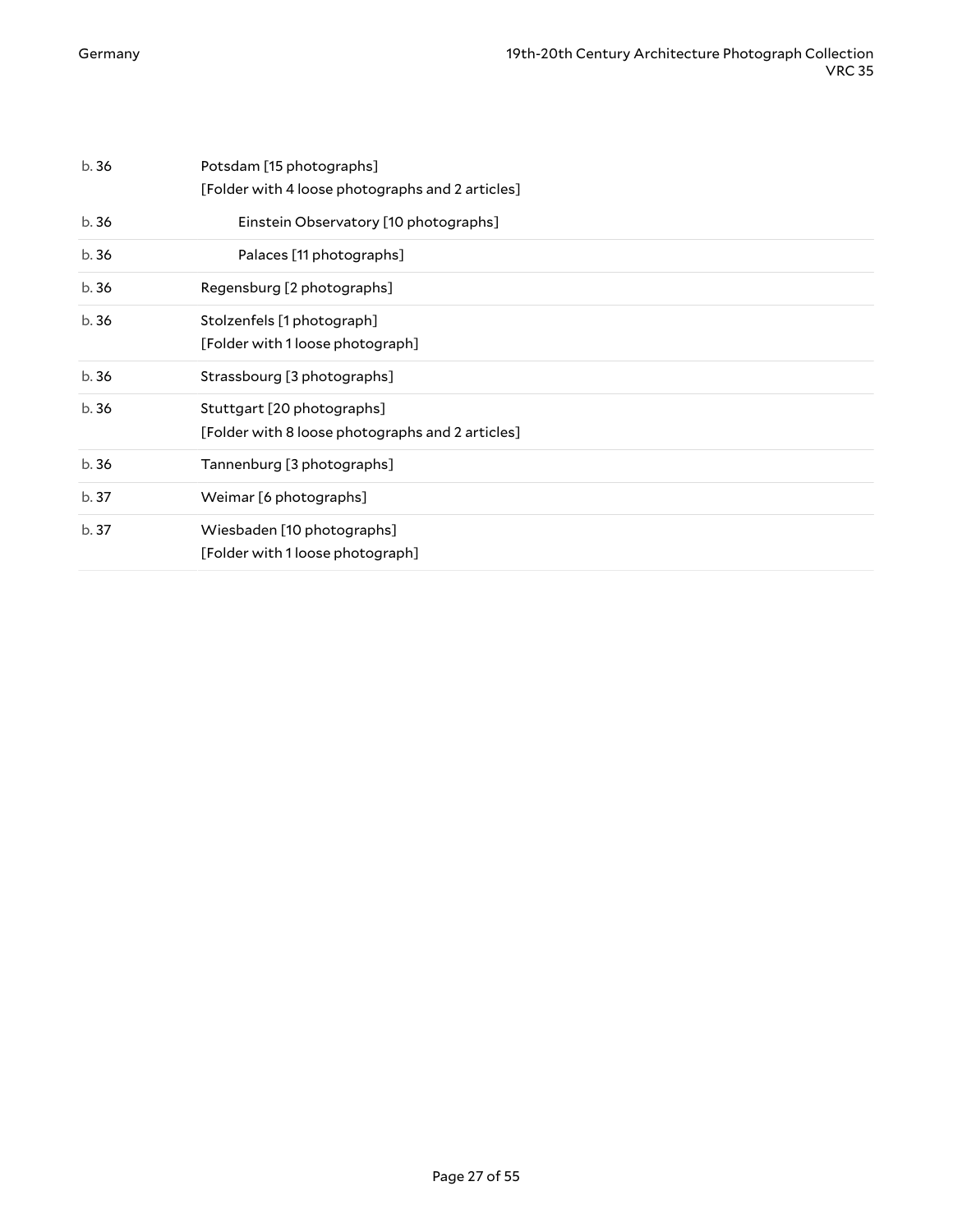| | |
|---|---|
| b. 36 | Potsdam [15 photographs]<br>[Folder with 4 loose photographs and 2 articles] |
| b. 36 | Einstein Observatory [10 photographs] |
| b. 36 | Palaces [11 photographs] |
| b. 36 | Regensburg [2 photographs] |
| b. 36 | Stolzenfels [1 photograph]<br>[Folder with 1 loose photograph] |
| b. 36 | Strassbourg [3 photographs] |
| b. 36 | Stuttgart [20 photographs]<br>[Folder with 8 loose photographs and 2 articles] |
| b. 36 | Tannenburg [3 photographs] |
| b. 37 | Weimar [6 photographs] |
| b. 37 | Wiesbaden [10 photographs]<br>[Folder with 1 loose photograph] |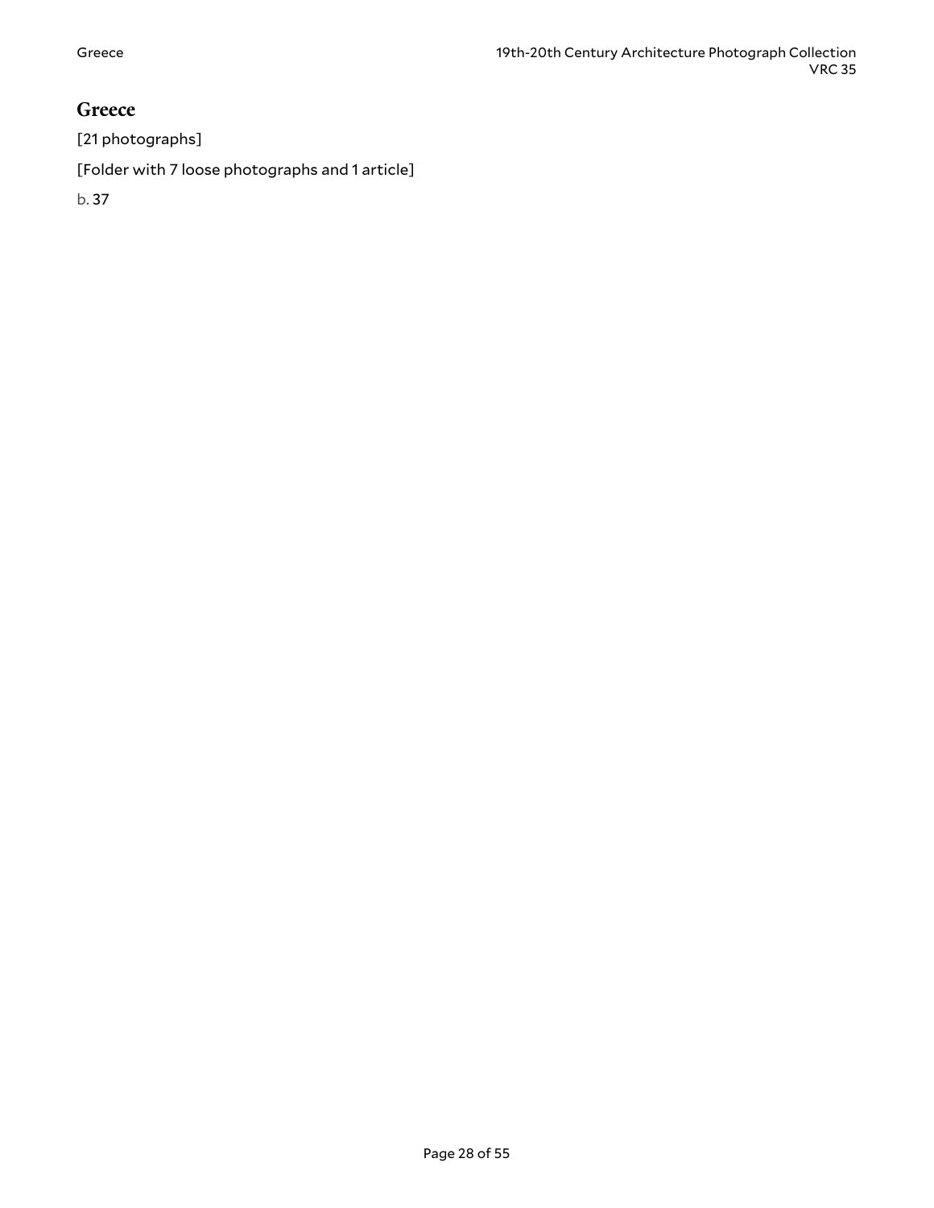## Greece

[21 photographs]

[Folder with 7 loose photographs and 1 article]

b. 37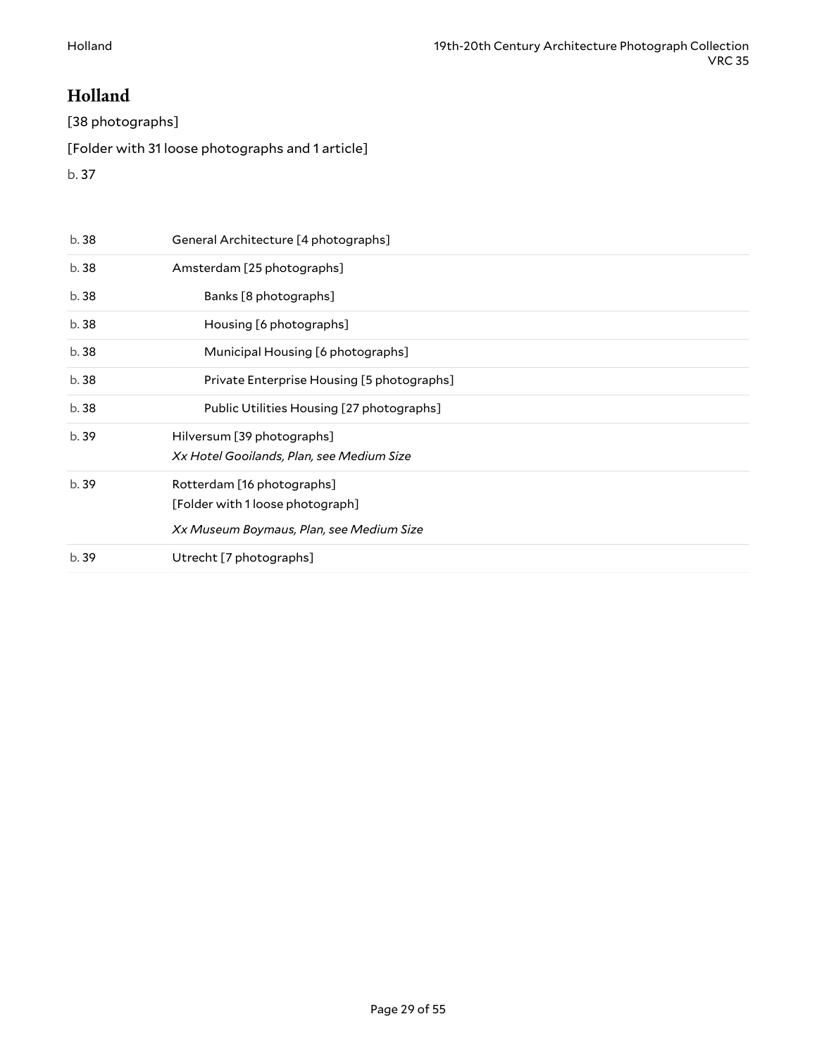## Holland

[38 photographs]

[Folder with 31 loose photographs and 1 article]

b. 37

| | |
|---|---|
| b. 38 | General Architecture [4 photographs] |
| b. 38 | Amsterdam [25 photographs] |
| b. 38 | Banks [8 photographs] |
| b. 38 | Housing [6 photographs] |
| b. 38 | Municipal Housing [6 photographs] |
| b. 38 | Private Enterprise Housing [5 photographs] |
| b. 38 | Public Utilities Housing [27 photographs] |
| b. 39 | Hilversum [39 photographs]<br>*Xx Hotel Gooilands, Plan, see Medium Size* |
| b. 39 | Rotterdam [16 photographs]<br>[Folder with 1 loose photograph]<br>*Xx Museum Boymaus, Plan, see Medium Size* |
| b. 39 | Utrecht [7 photographs] |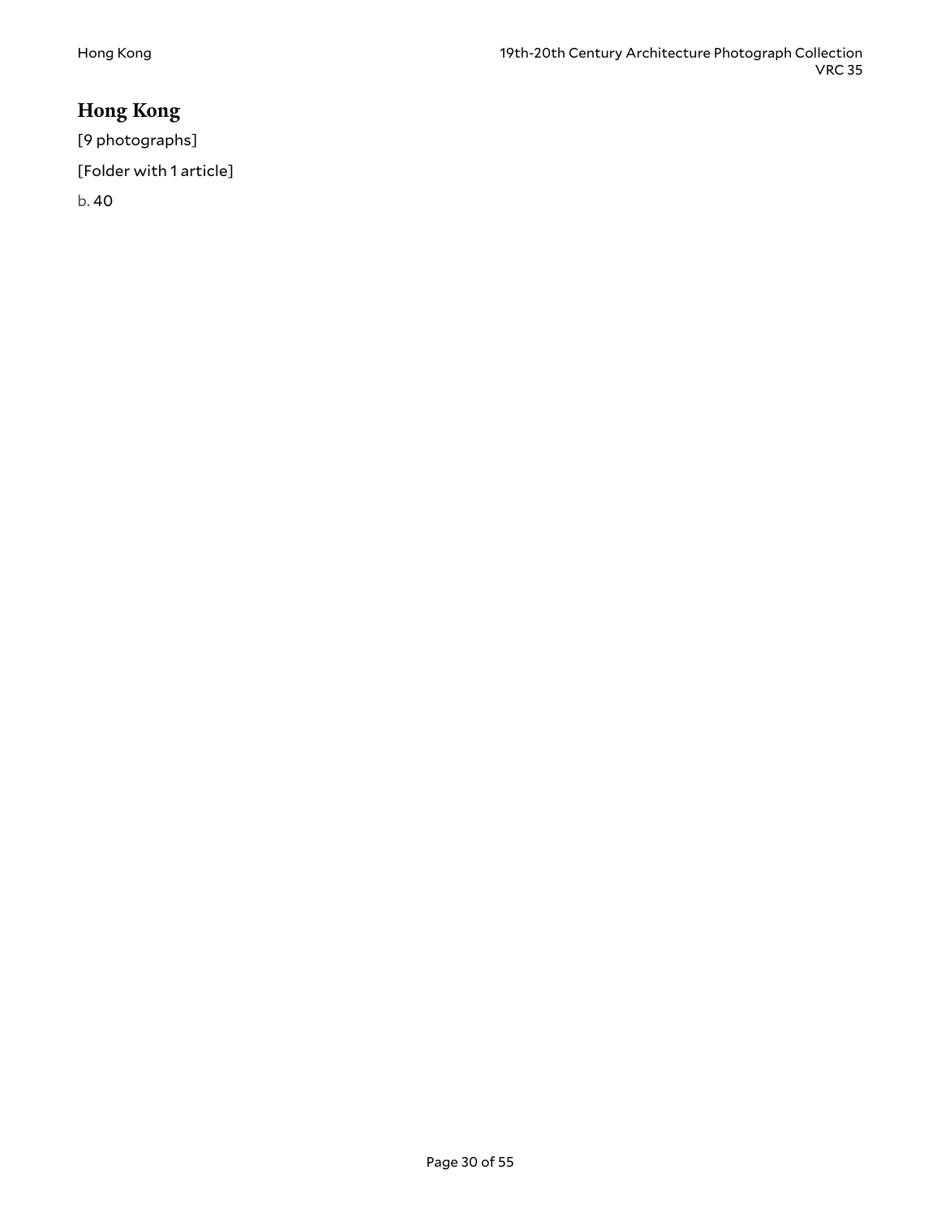## Hong Kong

[9 photographs]

[Folder with 1 article]

b. 40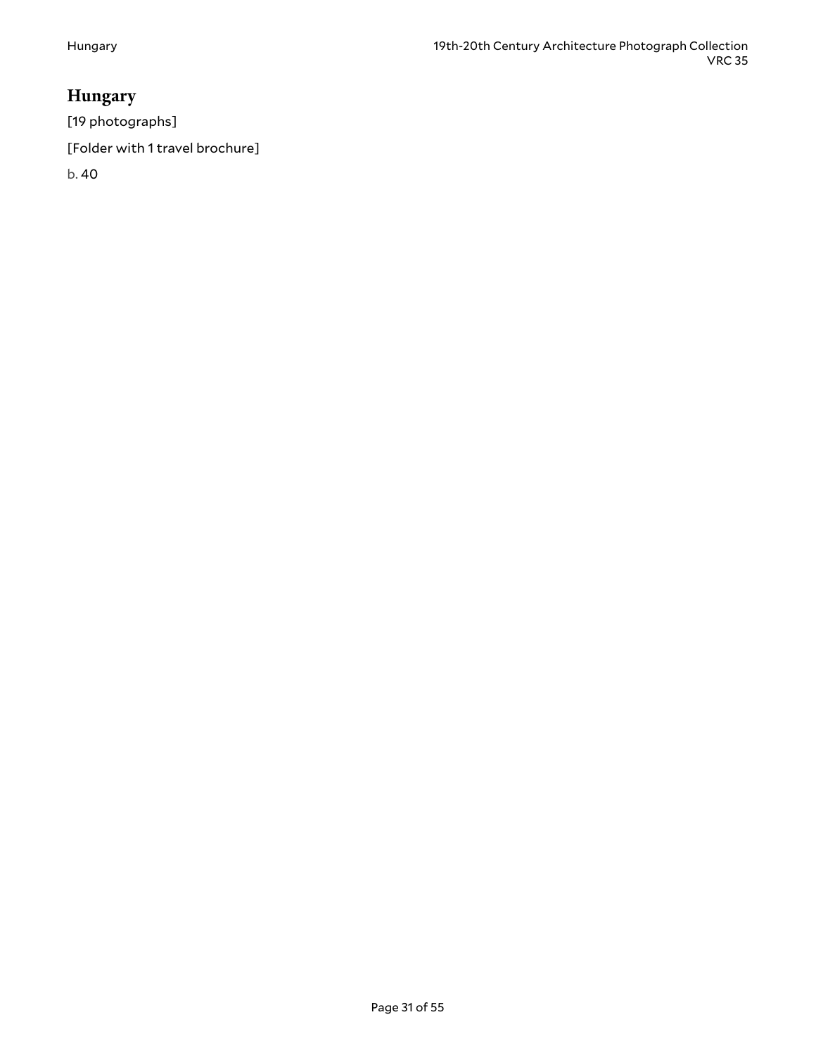# Hungary

[19 photographs]

[Folder with 1 travel brochure]

b. 40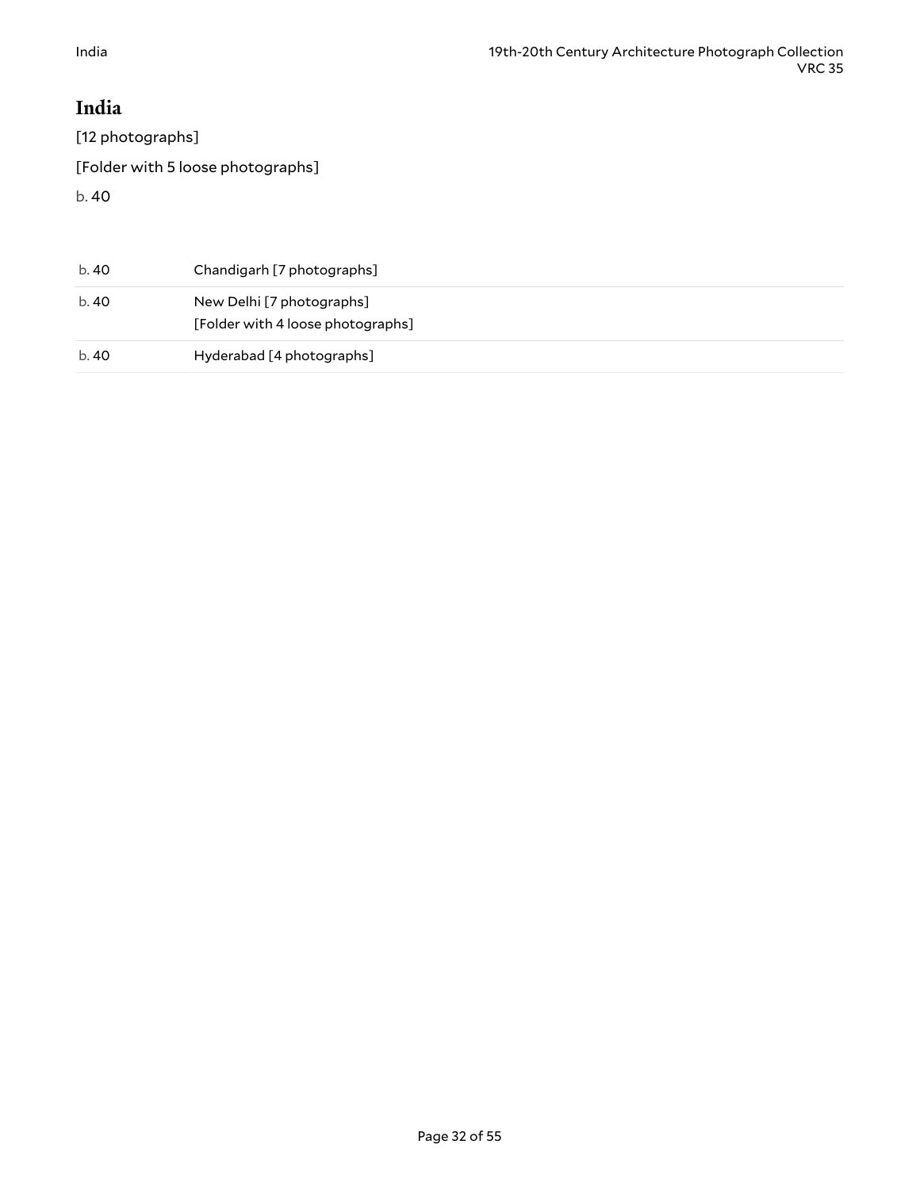# India

[12 photographs]

[Folder with 5 loose photographs]

b. 40

| | |
|---|---|
| b. 40 | Chandigarh [7 photographs] |
| b. 40 | New Delhi [7 photographs]<br>[Folder with 4 loose photographs] |
| b. 40 | Hyderabad [4 photographs] |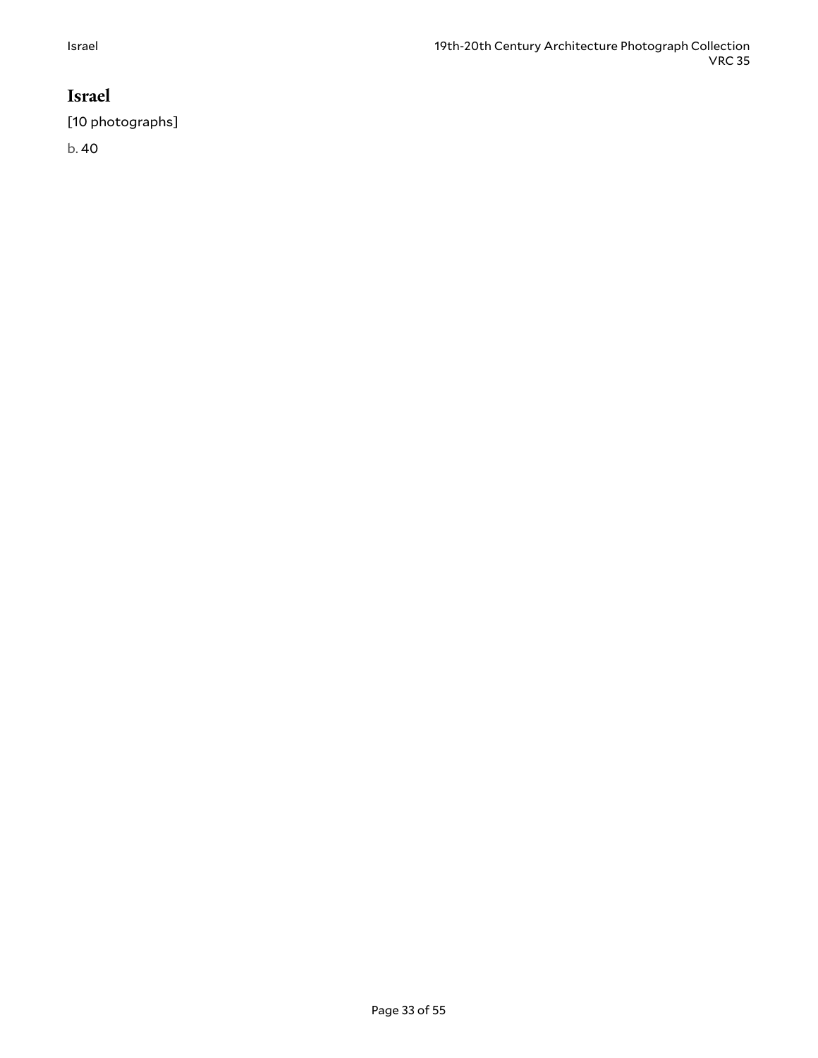## Israel

[10 photographs]

b. 40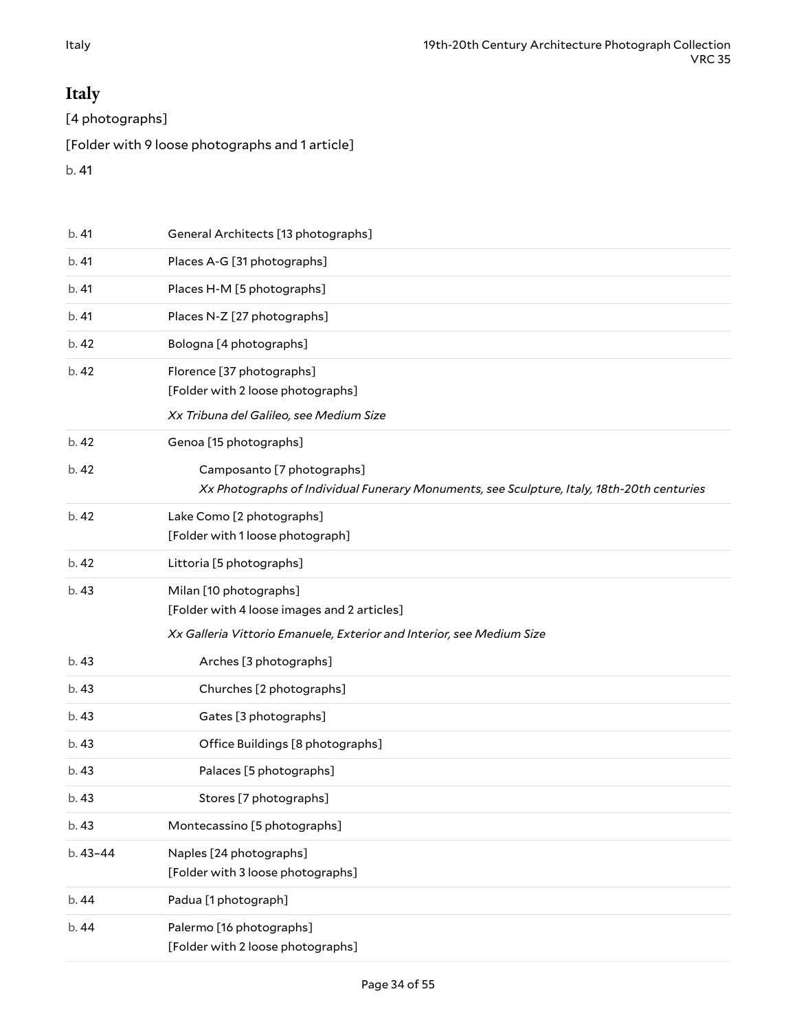## Italy

[4 photographs]

[Folder with 9 loose photographs and 1 article]

b. 41

| | |
|---|---|
| b. 41 | General Architects [13 photographs] |
| b. 41 | Places A-G [31 photographs] |
| b. 41 | Places H-M [5 photographs] |
| b. 41 | Places N-Z [27 photographs] |
| b. 42 | Bologna [4 photographs] |
| b. 42 | Florence [37 photographs]<br>[Folder with 2 loose photographs]<br>*Xx Tribuna del Galileo, see Medium Size* |
| b. 42 | Genoa [15 photographs] |
| b. 42 | Camposanto [7 photographs]<br>*Xx Photographs of Individual Funerary Monuments, see Sculpture, Italy, 18th-20th centuries* |
| b. 42 | Lake Como [2 photographs]<br>[Folder with 1 loose photograph] |
| b. 42 | Littoria [5 photographs] |
| b. 43 | Milan [10 photographs]<br>[Folder with 4 loose images and 2 articles]<br>*Xx Galleria Vittorio Emanuele, Exterior and Interior, see Medium Size* |
| b. 43 | Arches [3 photographs] |
| b. 43 | Churches [2 photographs] |
| b. 43 | Gates [3 photographs] |
| b. 43 | Office Buildings [8 photographs] |
| b. 43 | Palaces [5 photographs] |
| b. 43 | Stores [7 photographs] |
| b. 43 | Montecassino [5 photographs] |
| b. 43–44 | Naples [24 photographs]<br>[Folder with 3 loose photographs] |
| b. 44 | Padua [1 photograph] |
| b. 44 | Palermo [16 photographs]<br>[Folder with 2 loose photographs] |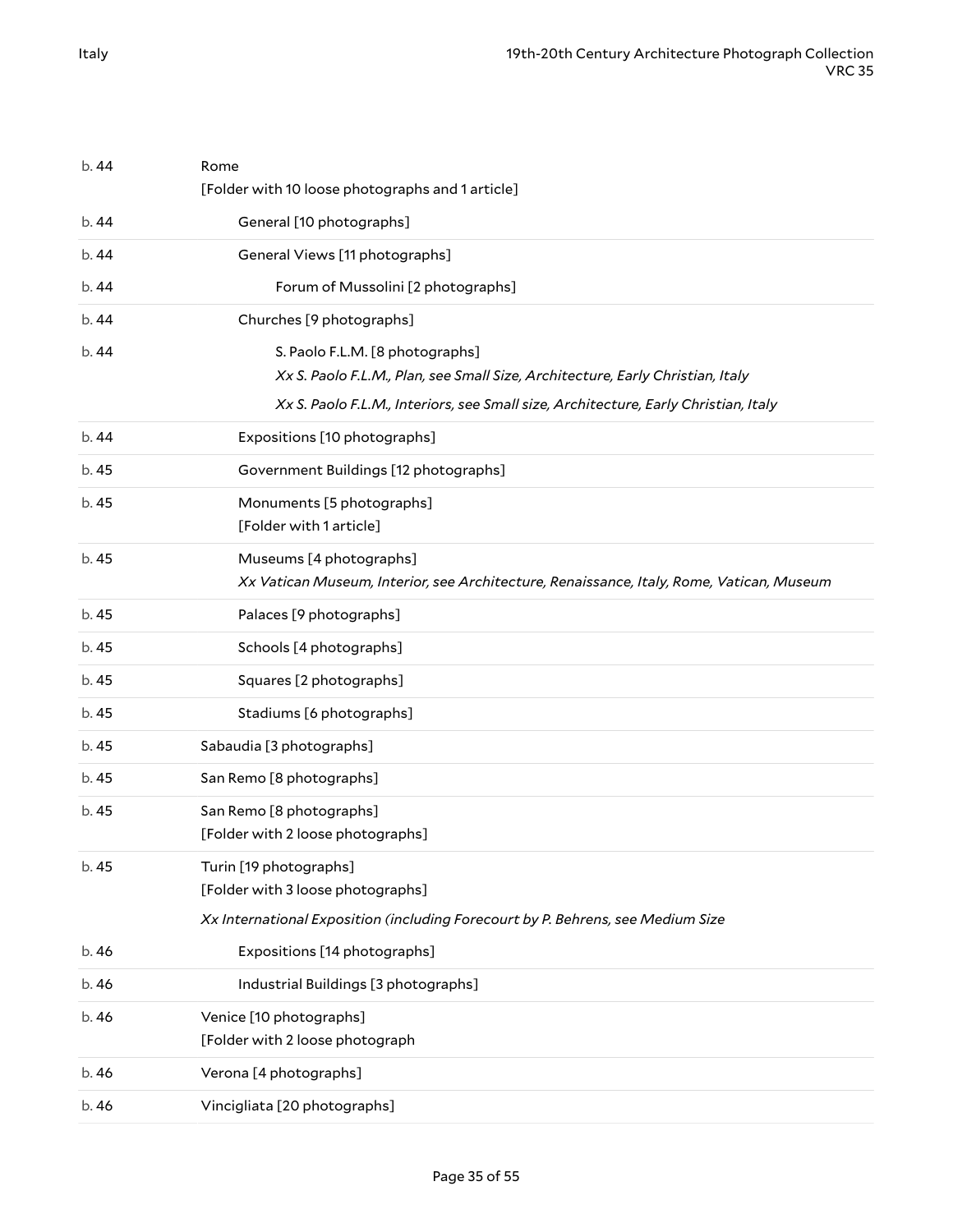| | |
|---|---|
| b. 44 | Rome<br>[Folder with 10 loose photographs and 1 article] |
| b. 44 | General [10 photographs] |
| b. 44 | General Views [11 photographs] |
| b. 44 | Forum of Mussolini [2 photographs] |
| b. 44 | Churches [9 photographs] |
| b. 44 | S. Paolo F.L.M. [8 photographs]<br>*Xx S. Paolo F.L.M., Plan, see Small Size, Architecture, Early Christian, Italy*<br>*Xx S. Paolo F.L.M., Interiors, see Small size, Architecture, Early Christian, Italy* |
| b. 44 | Expositions [10 photographs] |
| b. 45 | Government Buildings [12 photographs] |
| b. 45 | Monuments [5 photographs]<br>[Folder with 1 article] |
| b. 45 | Museums [4 photographs]<br>*Xx Vatican Museum, Interior, see Architecture, Renaissance, Italy, Rome, Vatican, Museum* |
| b. 45 | Palaces [9 photographs] |
| b. 45 | Schools [4 photographs] |
| b. 45 | Squares [2 photographs] |
| b. 45 | Stadiums [6 photographs] |
| b. 45 | Sabaudia [3 photographs] |
| b. 45 | San Remo [8 photographs] |
| b. 45 | San Remo [8 photographs]<br>[Folder with 2 loose photographs] |
| b. 45 | Turin [19 photographs]<br>[Folder with 3 loose photographs]<br>*Xx International Exposition (including Forecourt by P. Behrens, see Medium Size* |
| b. 46 | Expositions [14 photographs] |
| b. 46 | Industrial Buildings [3 photographs] |
| b. 46 | Venice [10 photographs]<br>[Folder with 2 loose photograph |
| b. 46 | Verona [4 photographs] |
| b. 46 | Vincigliata [20 photographs] |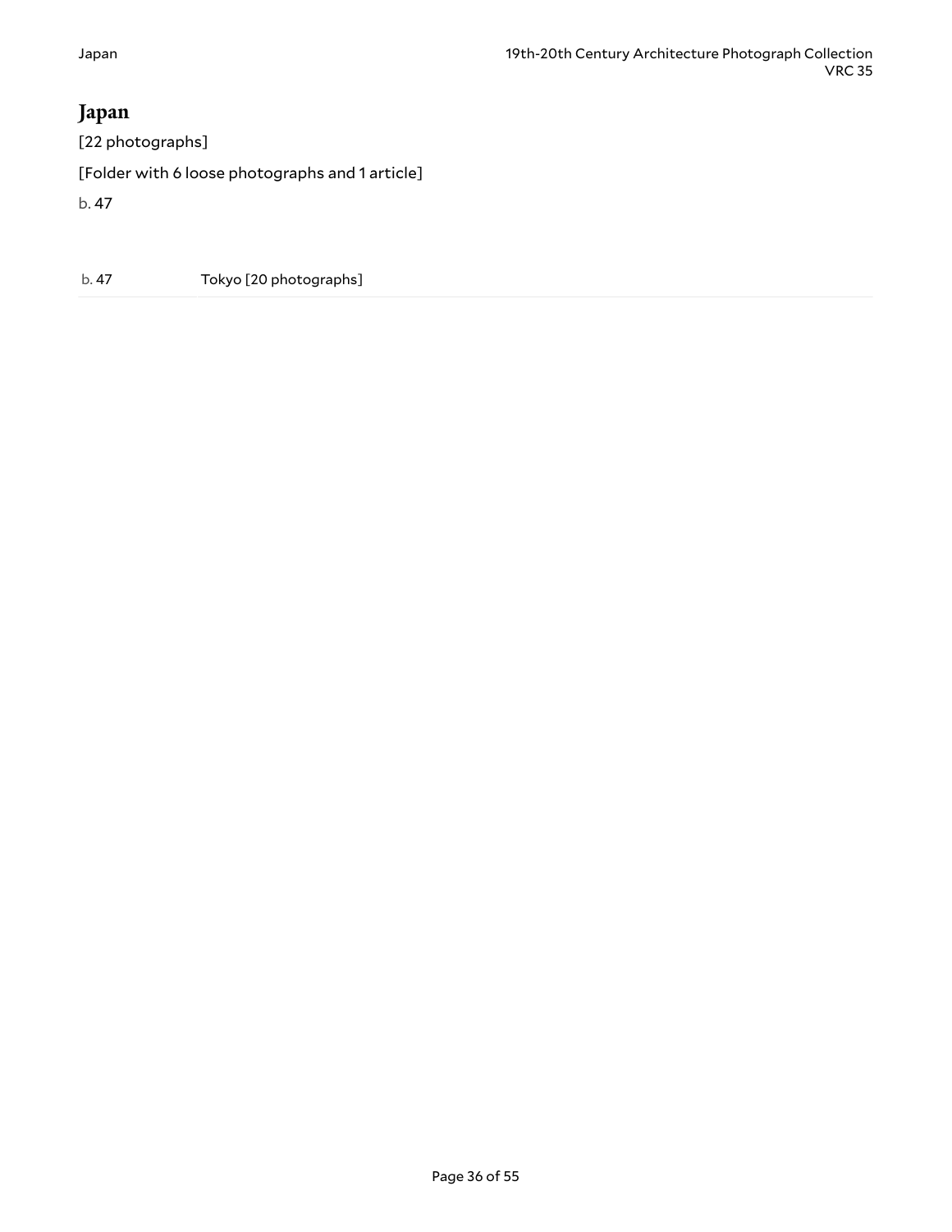# Japan

[22 photographs]

[Folder with 6 loose photographs and 1 article]

b. 47

| | |
|---|---|
| b. 47 | Tokyo [20 photographs] |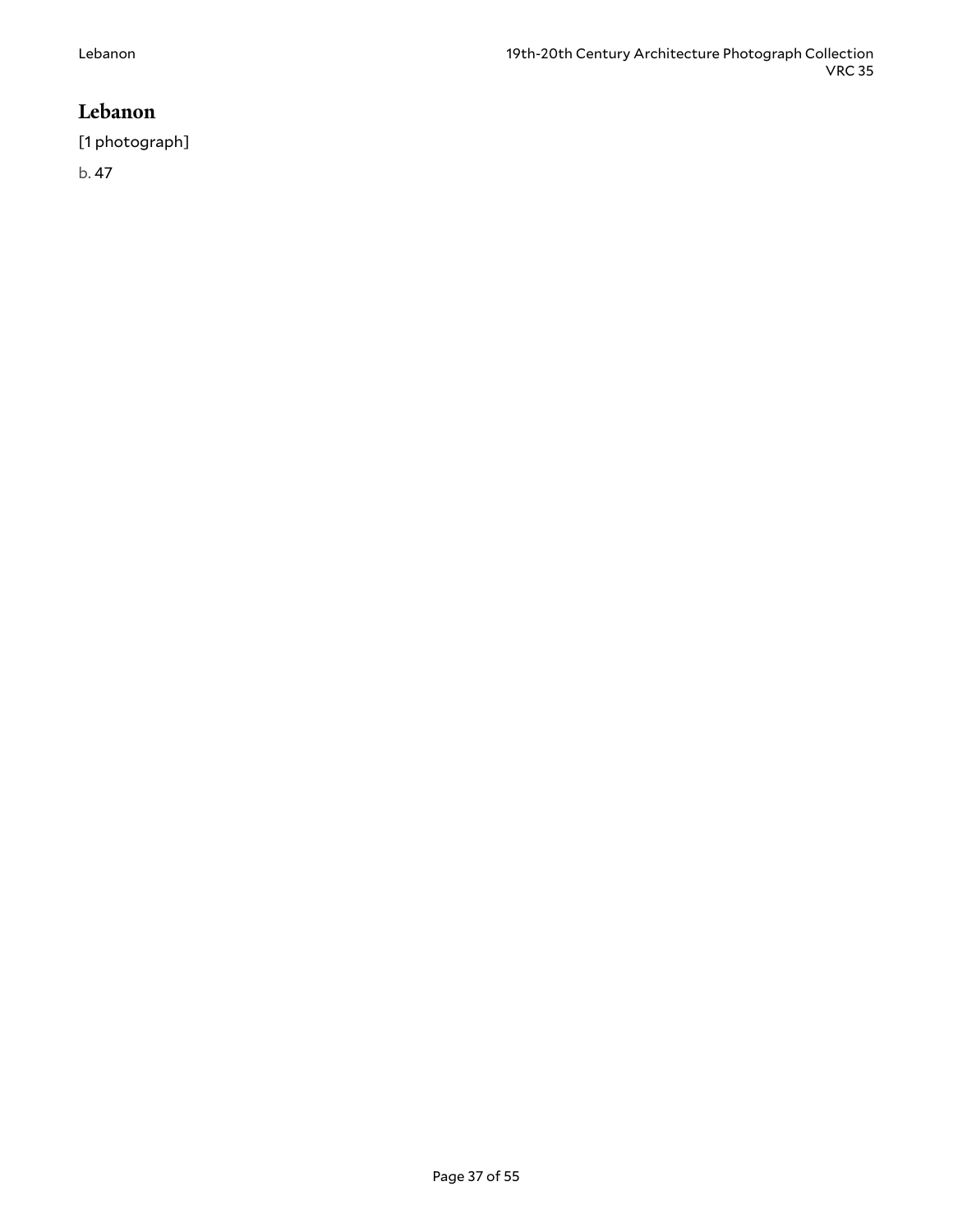## Lebanon

[1 photograph]

b. 47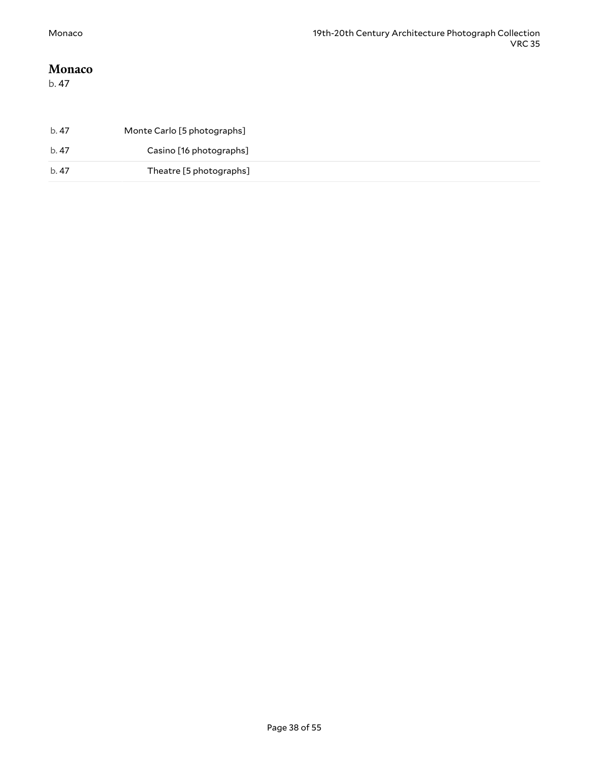# Monaco

b. 47

| | |
|---|---|
| b. 47 | Monte Carlo [5 photographs] |
| b. 47 | Casino [16 photographs] |
| b. 47 | Theatre [5 photographs] |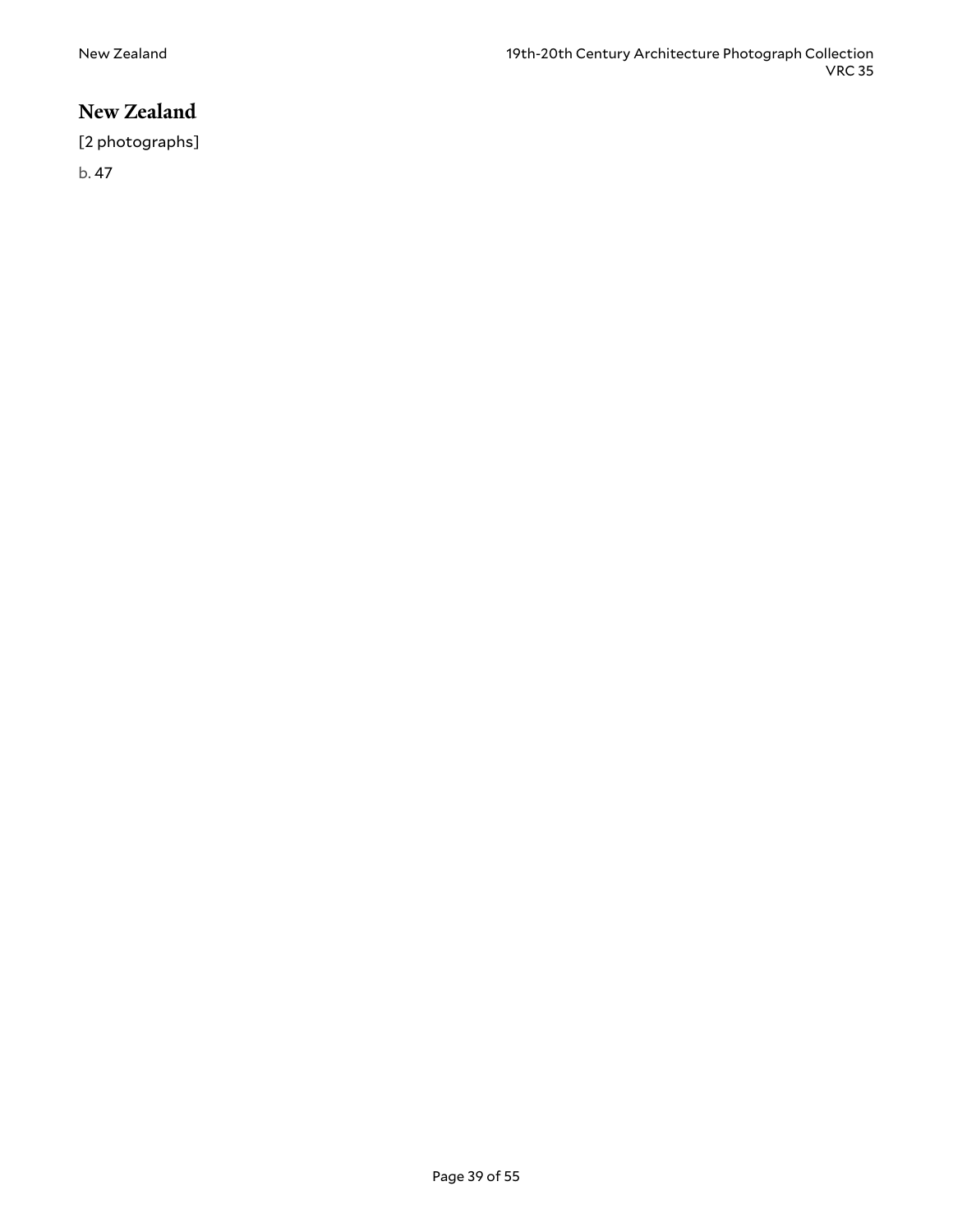# New Zealand

[2 photographs]

b. 47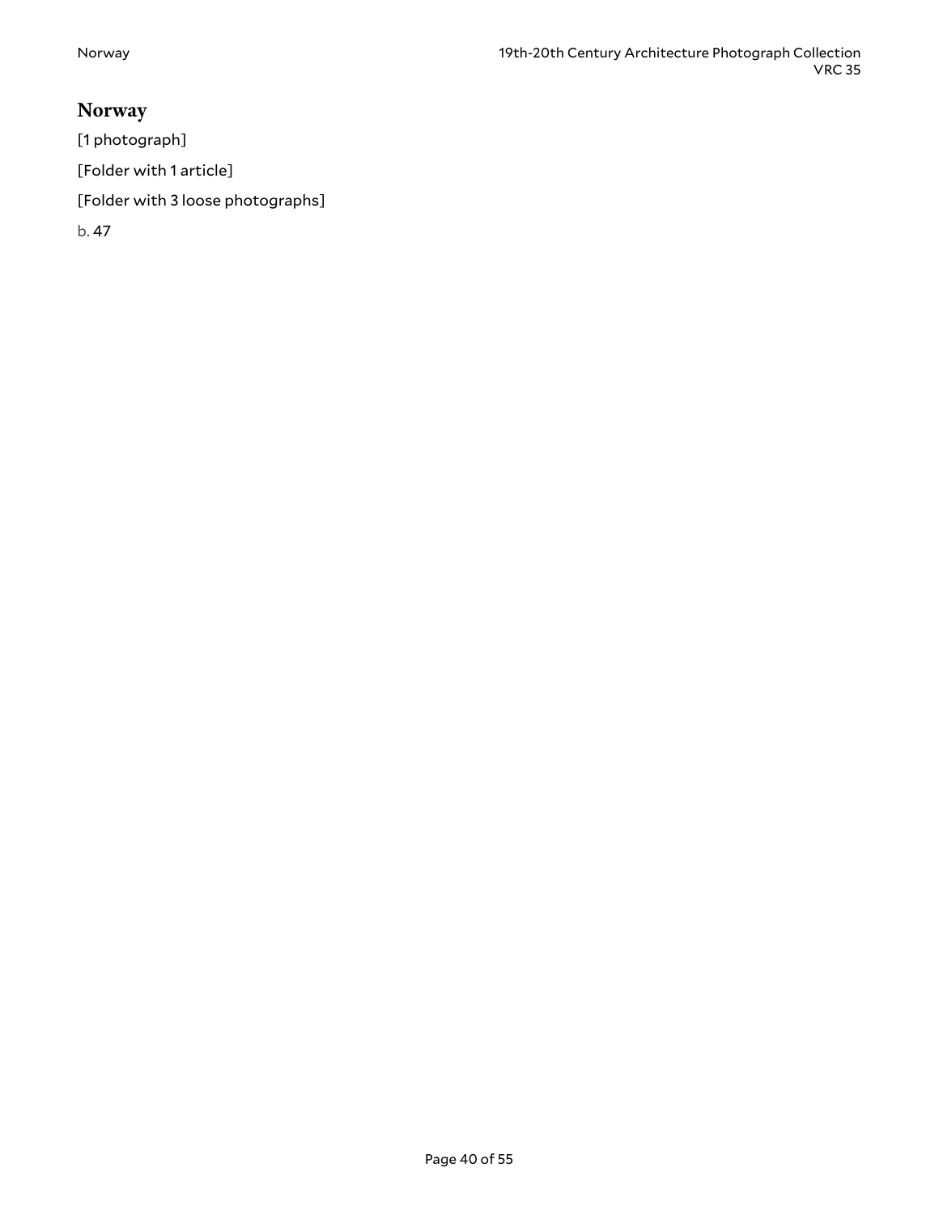## Norway

[1 photograph]

[Folder with 1 article]

[Folder with 3 loose photographs]

b. 47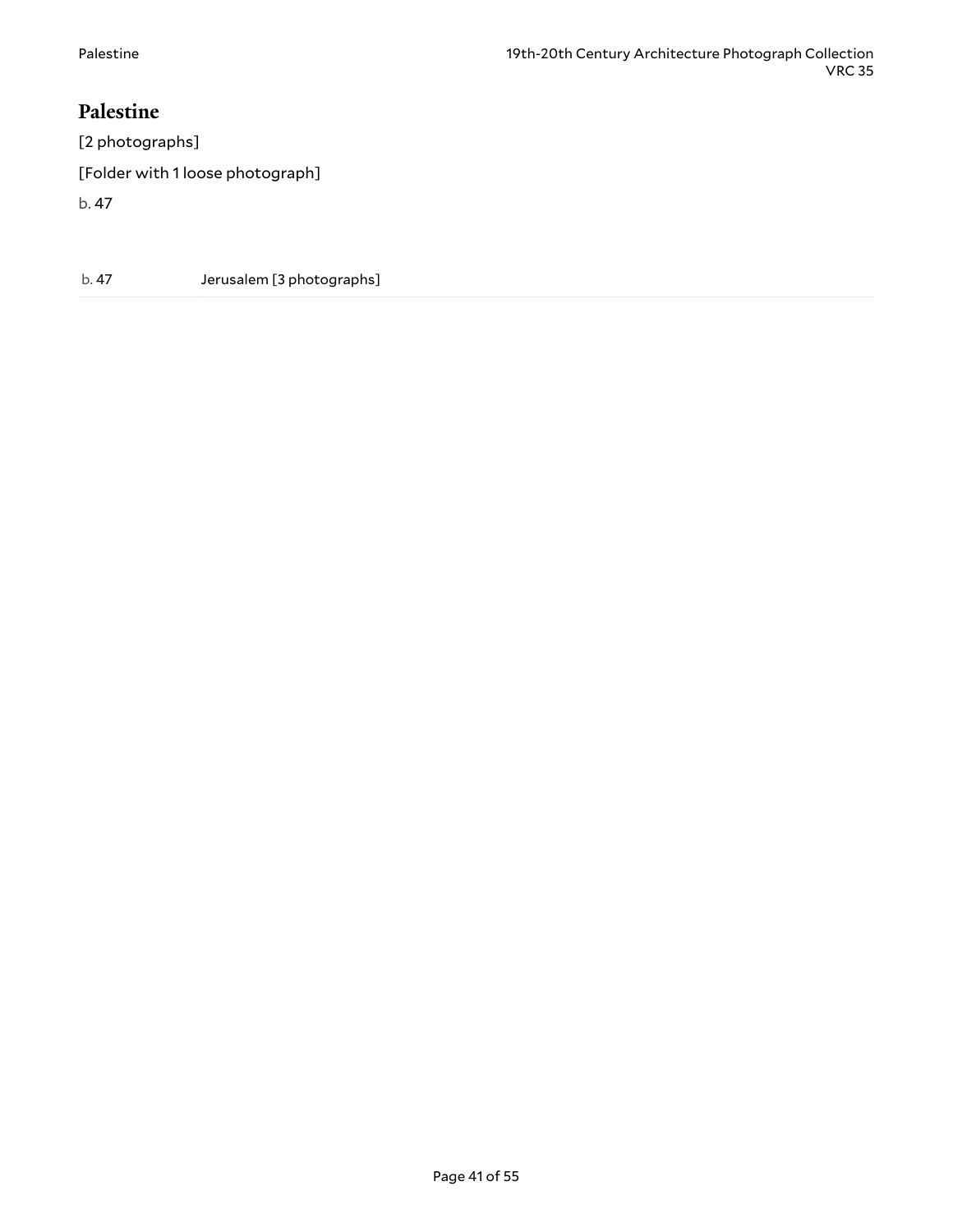## Palestine

[2 photographs]

[Folder with 1 loose photograph]

b. 47

| | |
|---|---|
| b. 47 | Jerusalem [3 photographs] |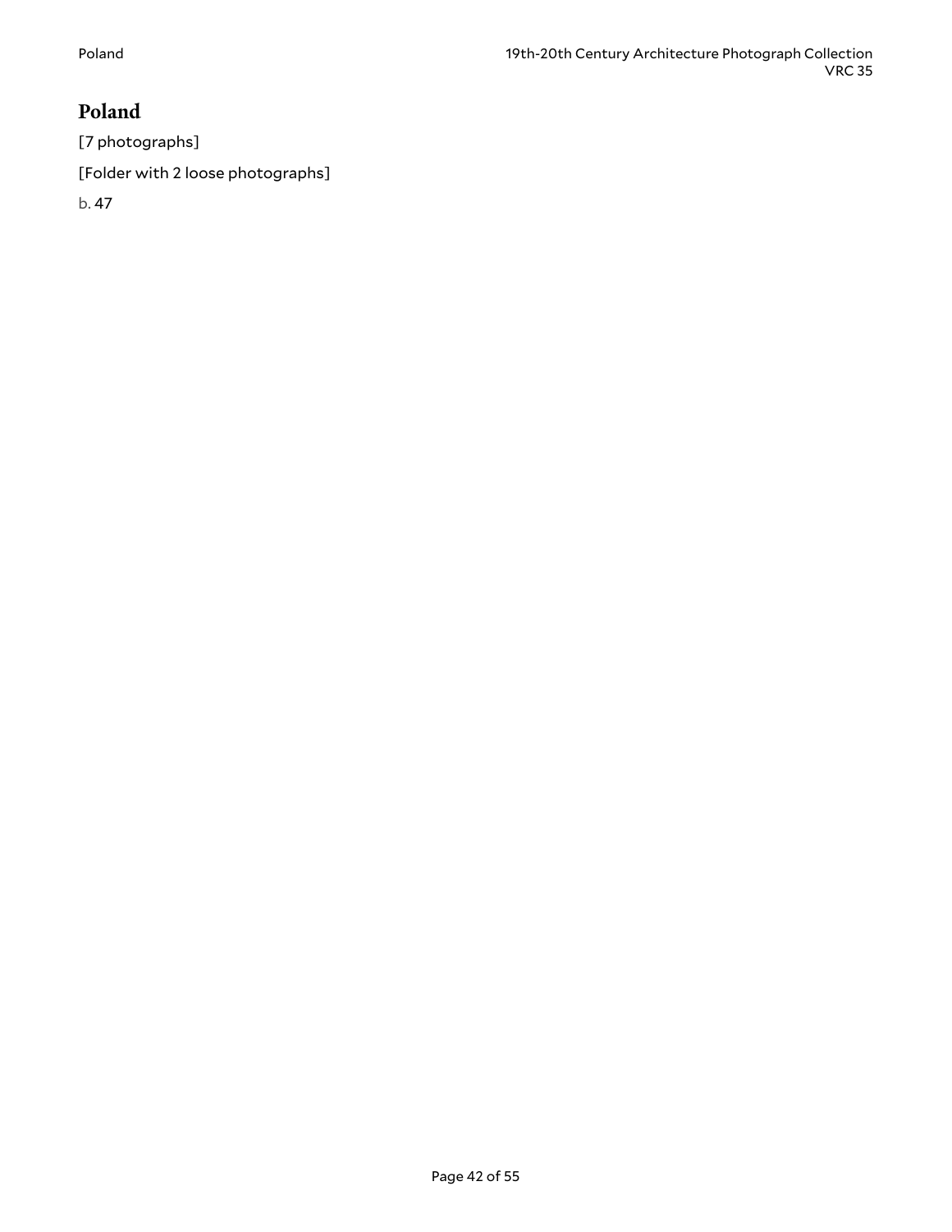## Poland

[7 photographs]

[Folder with 2 loose photographs]

b. 47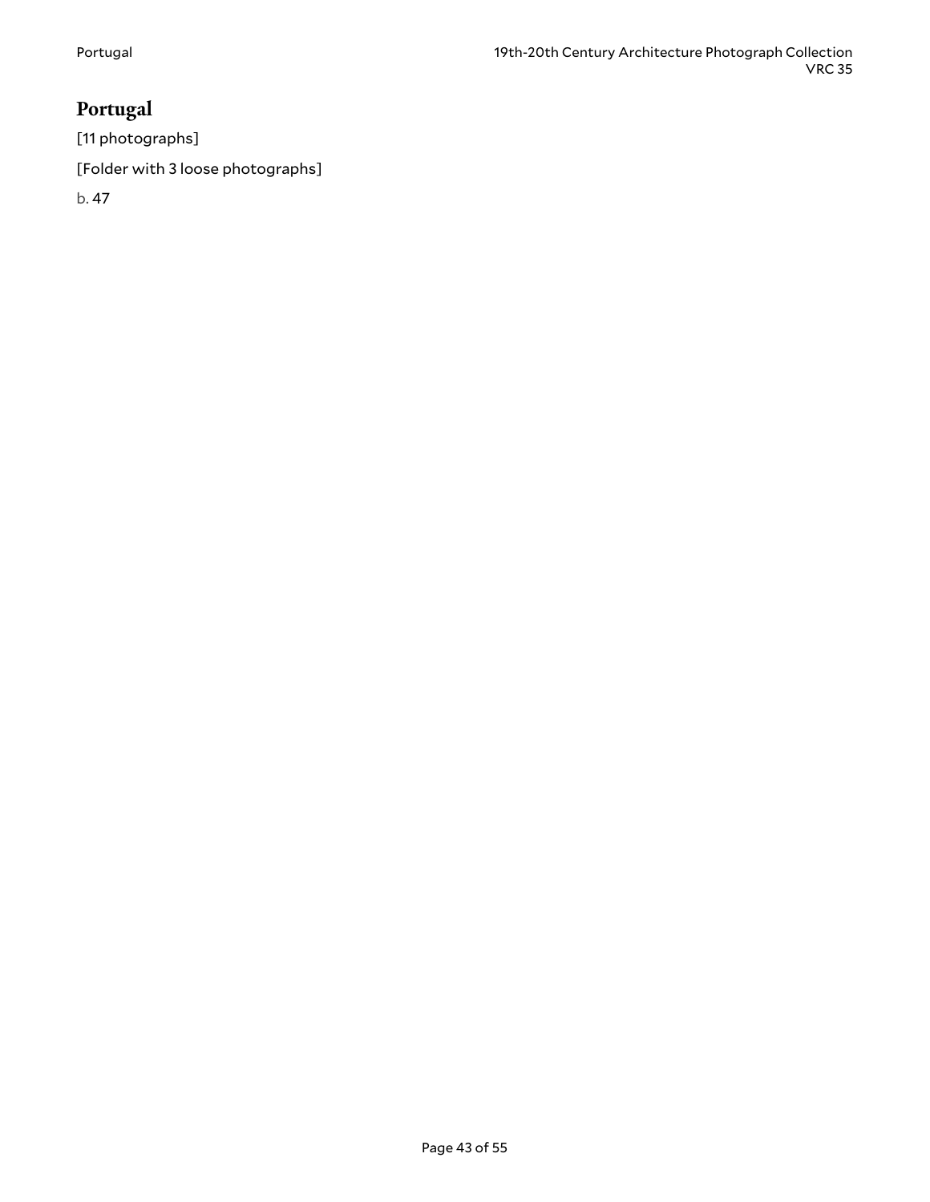## Portugal

[11 photographs]

[Folder with 3 loose photographs]

b. 47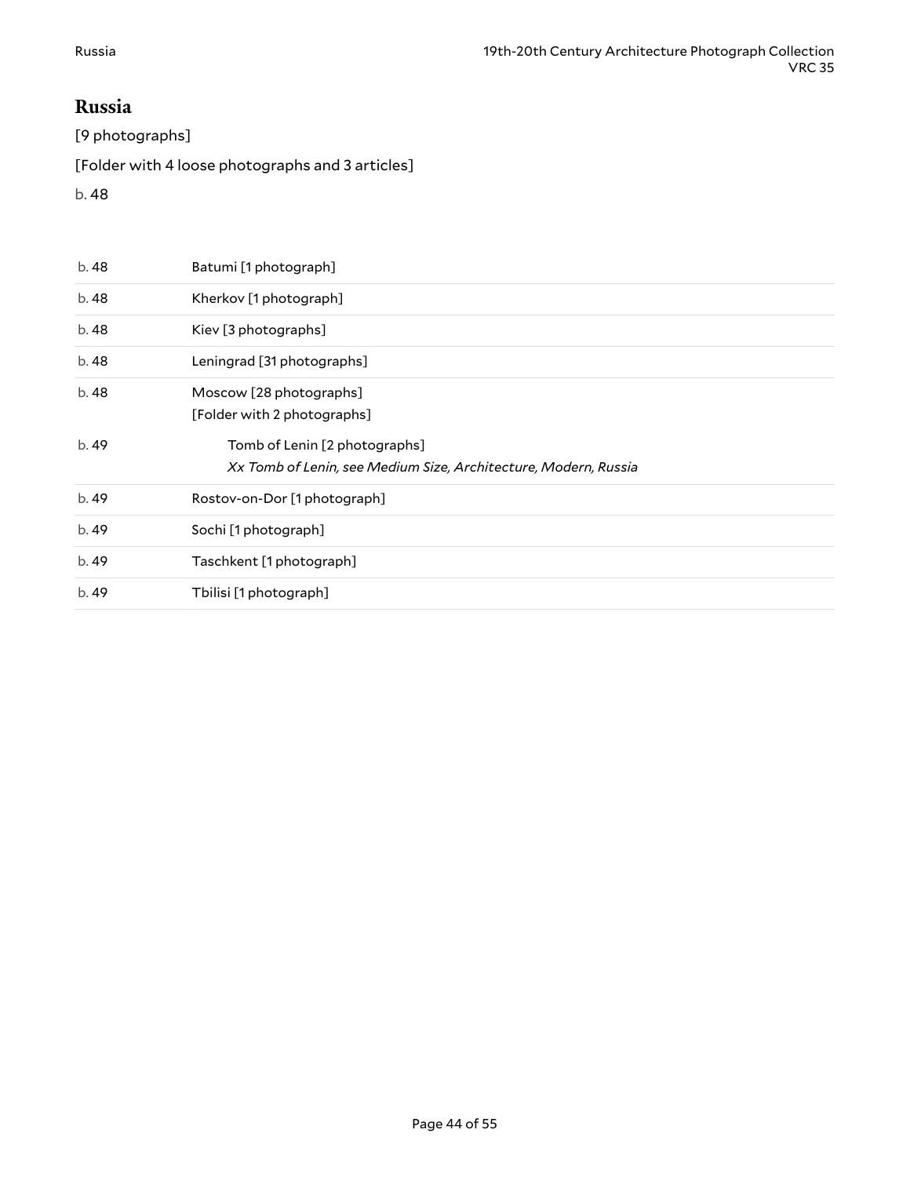## Russia

[9 photographs]

[Folder with 4 loose photographs and 3 articles]

b. 48

| | |
|---|---|
| b. 48 | Batumi [1 photograph] |
| b. 48 | Kherkov [1 photograph] |
| b. 48 | Kiev [3 photographs] |
| b. 48 | Leningrad [31 photographs] |
| b. 48 | Moscow [28 photographs]<br>[Folder with 2 photographs] |
| b. 49 | Tomb of Lenin [2 photographs]<br>*Xx Tomb of Lenin, see Medium Size, Architecture, Modern, Russia* |
| b. 49 | Rostov-on-Dor [1 photograph] |
| b. 49 | Sochi [1 photograph] |
| b. 49 | Taschkent [1 photograph] |
| b. 49 | Tbilisi [1 photograph] |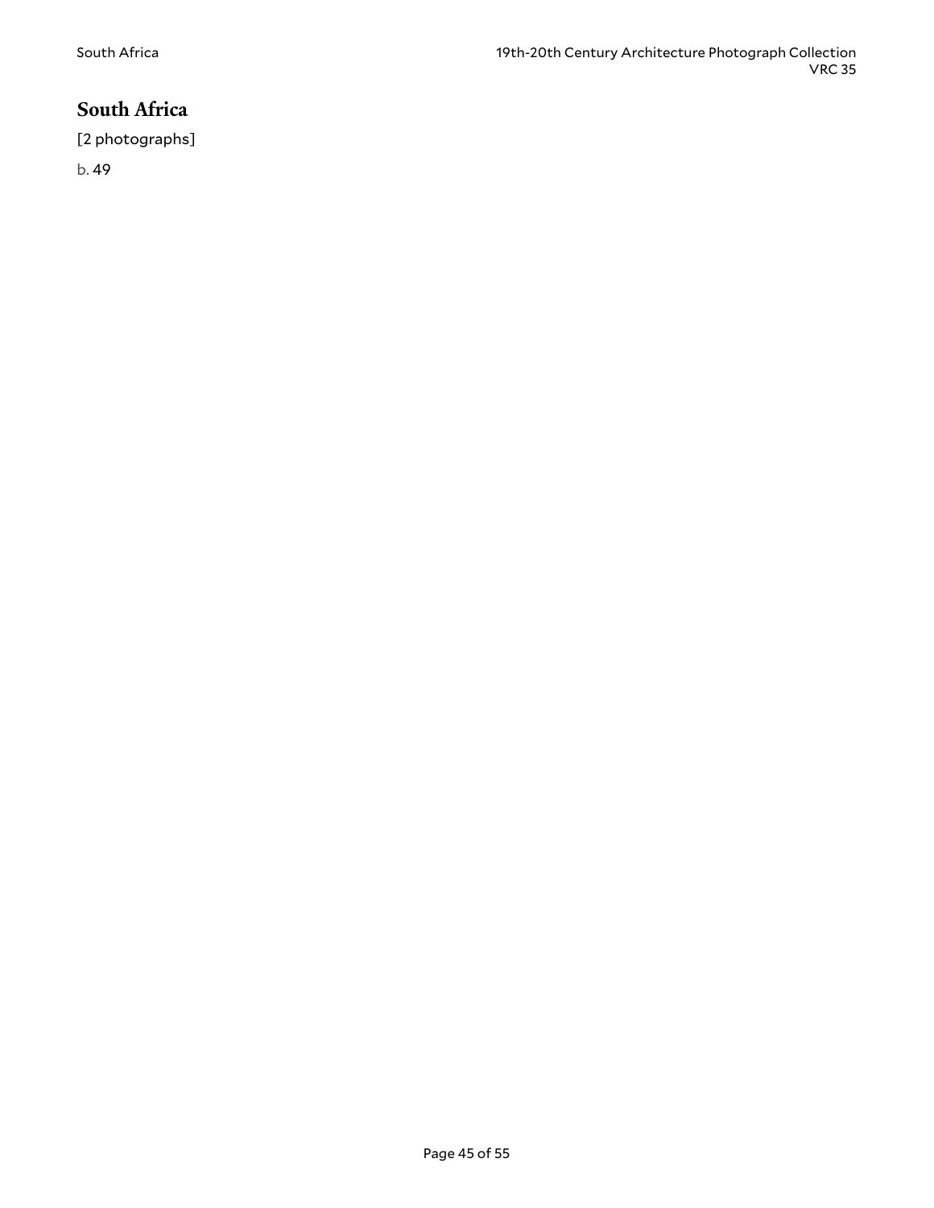# South Africa

[2 photographs]

b. 49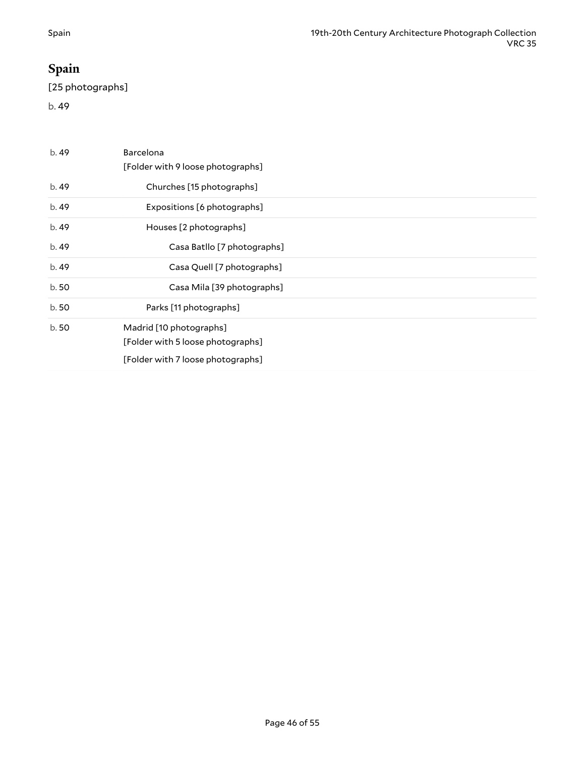# Spain

[25 photographs]

b. 49

| | |
|---|---|
| b. 49 | Barcelona<br>[Folder with 9 loose photographs] |
| b. 49 | Churches [15 photographs] |
| b. 49 | Expositions [6 photographs] |
| b. 49 | Houses [2 photographs] |
| b. 49 | Casa Batllo [7 photographs] |
| b. 49 | Casa Quell [7 photographs] |
| b. 50 | Casa Mila [39 photographs] |
| b. 50 | Parks [11 photographs] |
| b. 50 | Madrid [10 photographs]<br>[Folder with 5 loose photographs]<br>[Folder with 7 loose photographs] |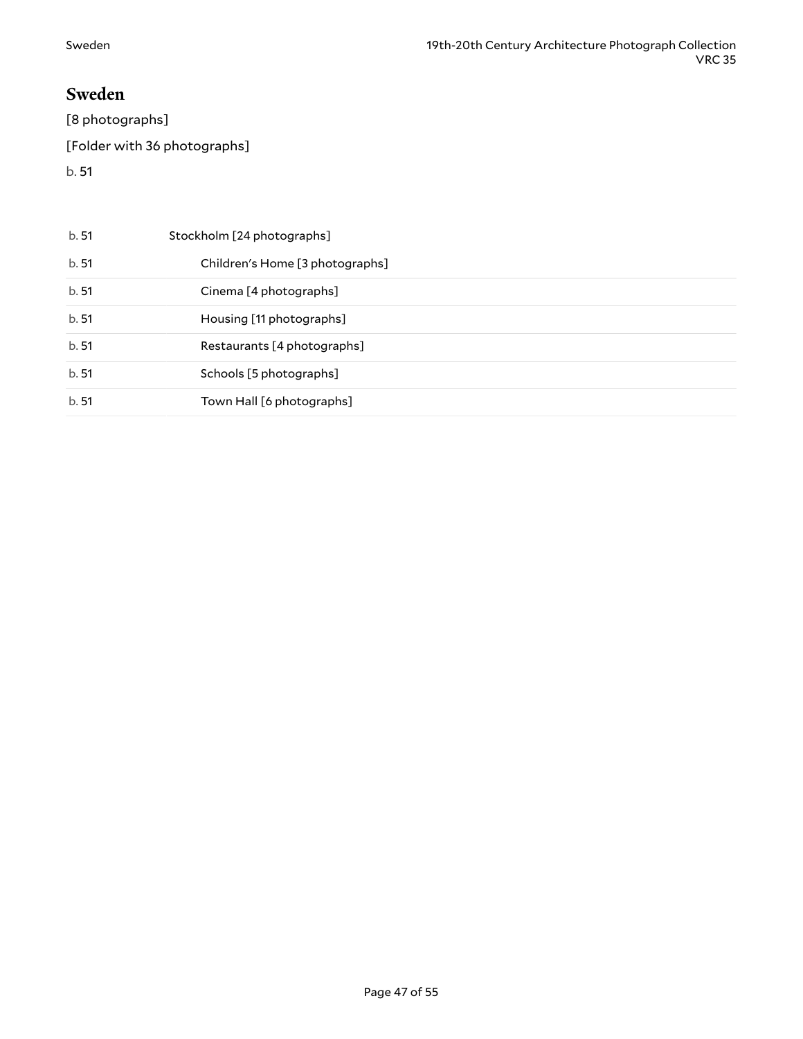## Sweden

[8 photographs]

[Folder with 36 photographs]

b. 51

| | |
|---|---|
| b. 51 | Stockholm [24 photographs] |
| b. 51 | Children's Home [3 photographs] |
| b. 51 | Cinema [4 photographs] |
| b. 51 | Housing [11 photographs] |
| b. 51 | Restaurants [4 photographs] |
| b. 51 | Schools [5 photographs] |
| b. 51 | Town Hall [6 photographs] |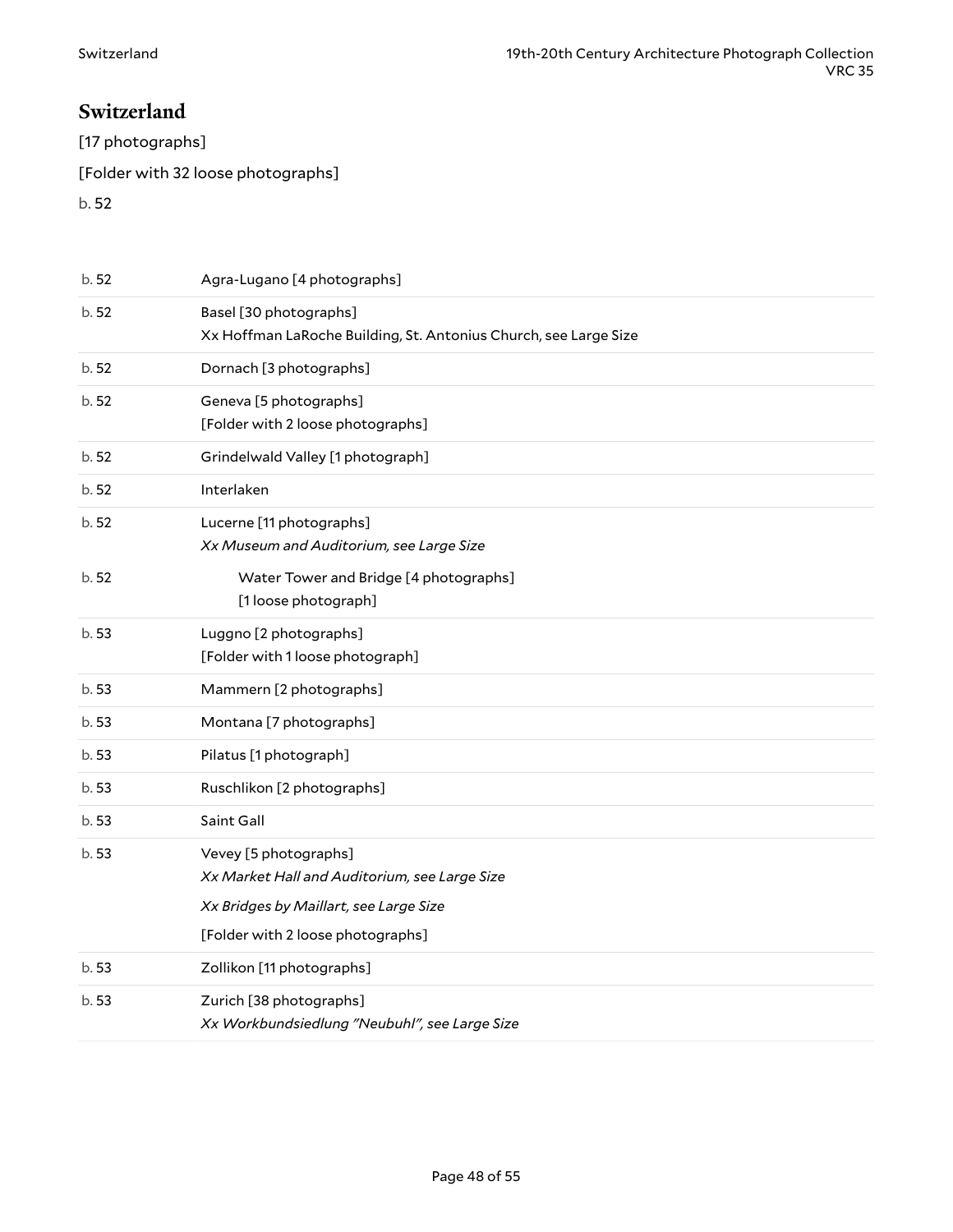## Switzerland

[17 photographs]

[Folder with 32 loose photographs]

b. 52

| | |
|---|---|
| b. 52 | Agra-Lugano [4 photographs] |
| b. 52 | Basel [30 photographs]<br>Xx Hoffman LaRoche Building, St. Antonius Church, see Large Size |
| b. 52 | Dornach [3 photographs] |
| b. 52 | Geneva [5 photographs]<br>[Folder with 2 loose photographs] |
| b. 52 | Grindelwald Valley [1 photograph] |
| b. 52 | Interlaken |
| b. 52 | Lucerne [11 photographs]<br>*Xx Museum and Auditorium, see Large Size* |
| b. 52 | Water Tower and Bridge [4 photographs]<br>[1 loose photograph] |
| b. 53 | Luggno [2 photographs]<br>[Folder with 1 loose photograph] |
| b. 53 | Mammern [2 photographs] |
| b. 53 | Montana [7 photographs] |
| b. 53 | Pilatus [1 photograph] |
| b. 53 | Ruschlikon [2 photographs] |
| b. 53 | Saint Gall |
| b. 53 | Vevey [5 photographs]<br>*Xx Market Hall and Auditorium, see Large Size*<br>*Xx Bridges by Maillart, see Large Size*<br>[Folder with 2 loose photographs] |
| b. 53 | Zollikon [11 photographs] |
| b. 53 | Zurich [38 photographs]<br>*Xx Workbundsiedlung "Neubuhl", see Large Size* |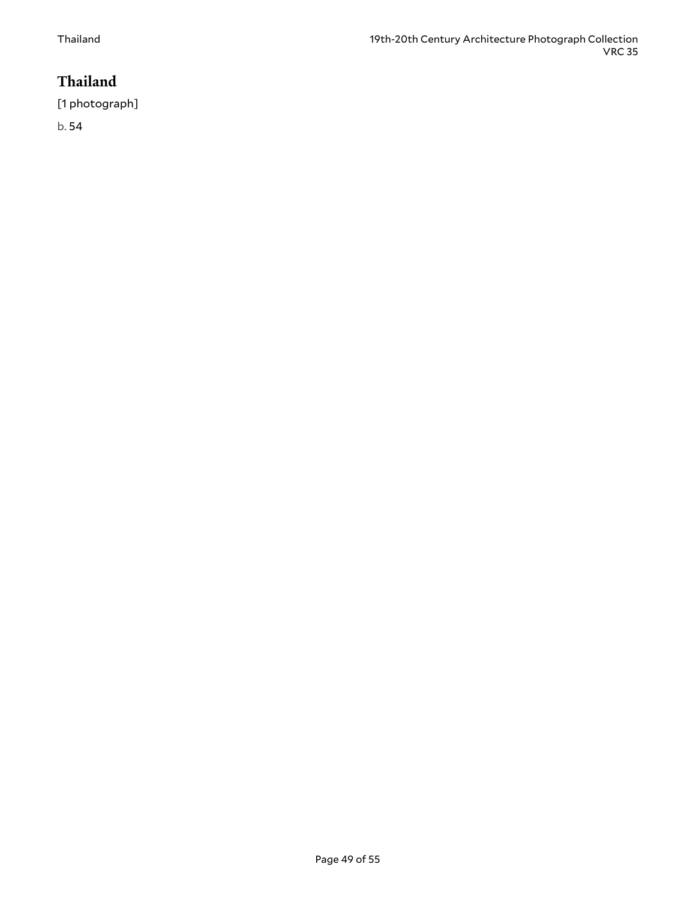# Thailand

[1 photograph]

b. 54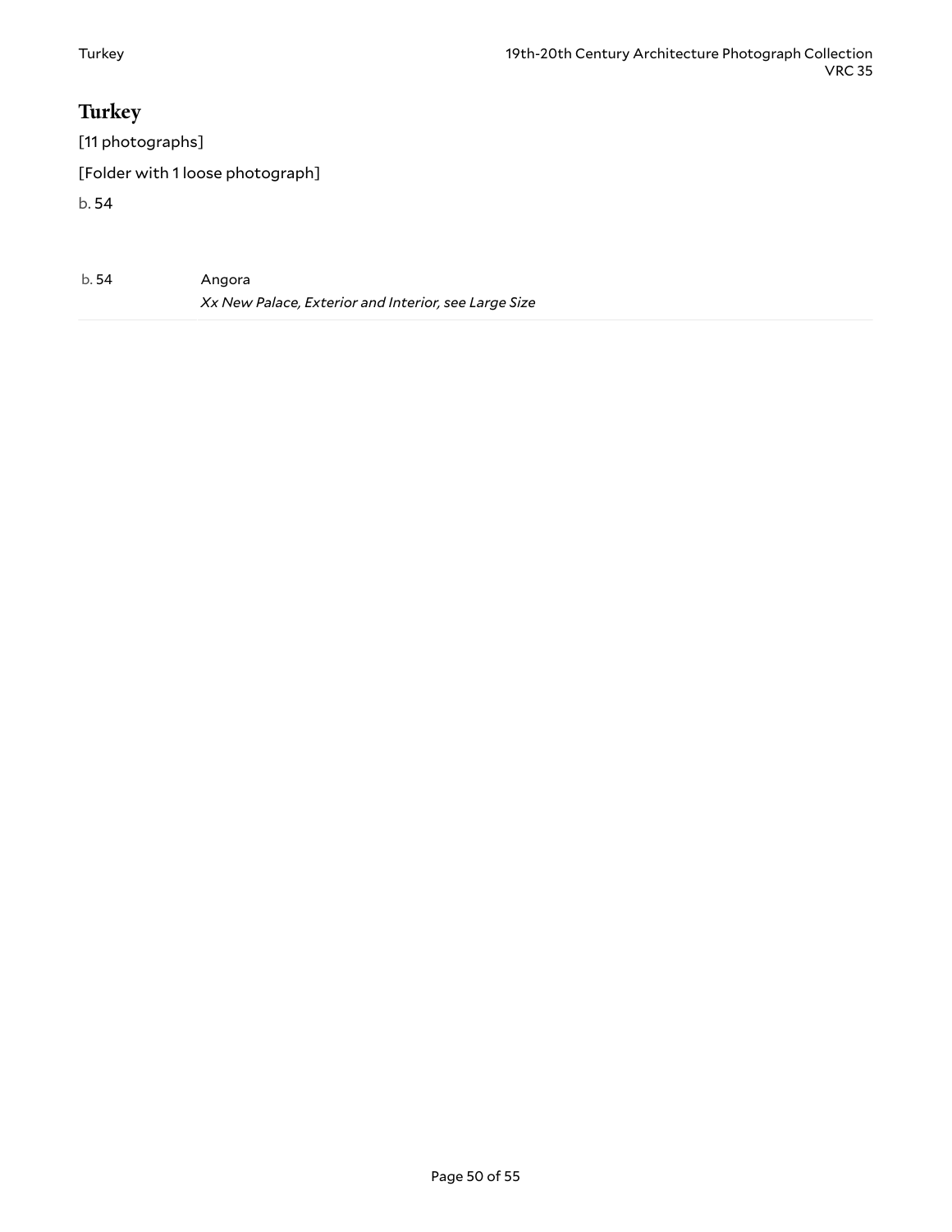# Turkey

[11 photographs]

[Folder with 1 loose photograph]

b. 54

| | |
|---|---|
| b. 54 | Angora<br>*Xx New Palace, Exterior and Interior, see Large Size* |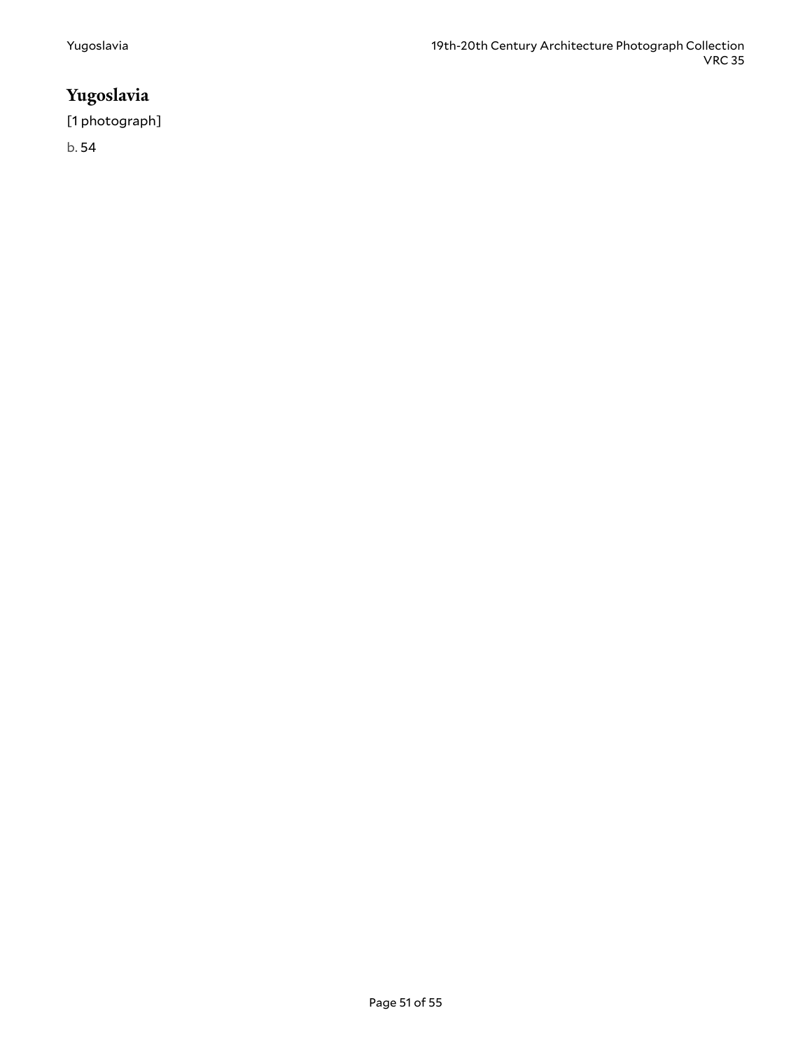# Yugoslavia

[1 photograph]

b. 54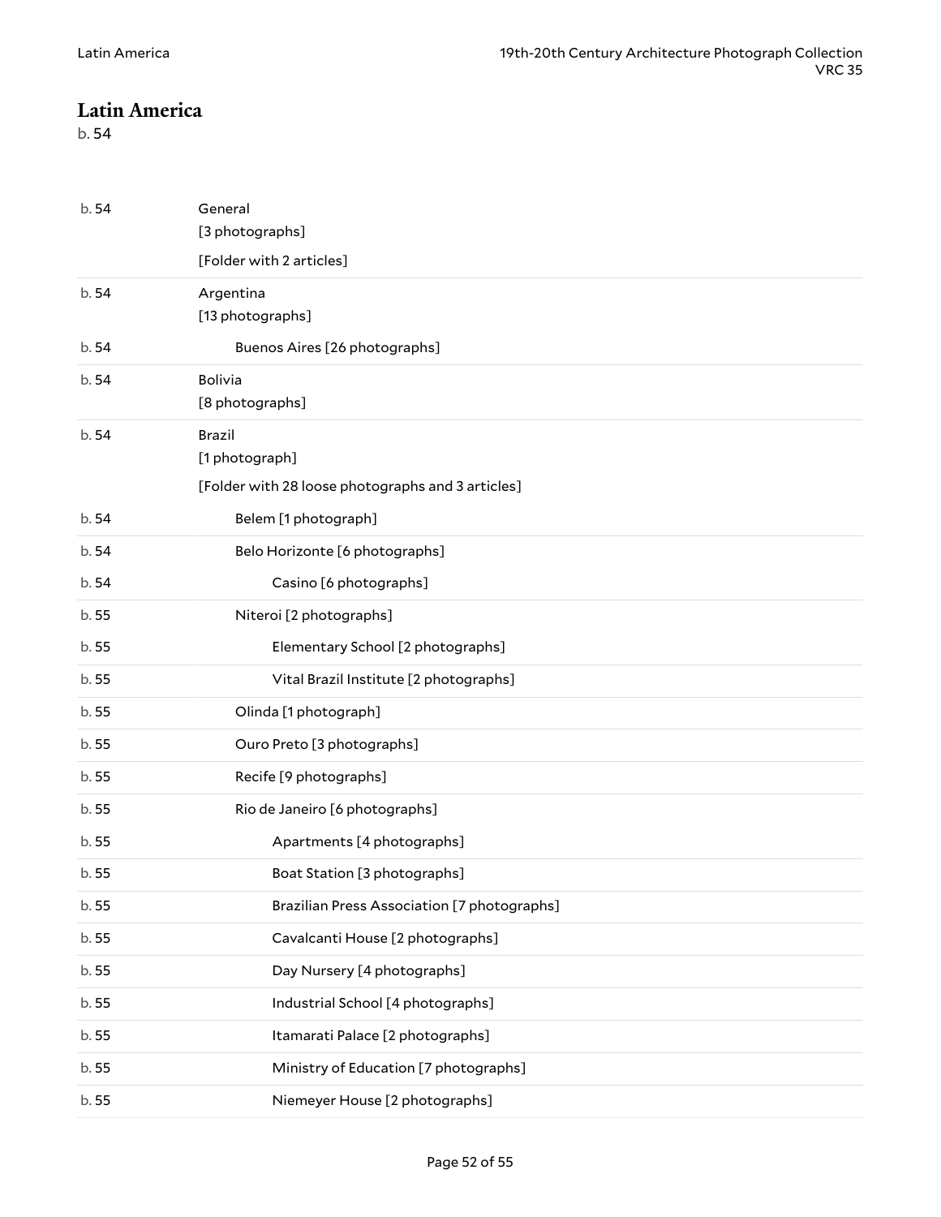## Latin America

b. 54

| Box | Description |
| --- | --- |
| b. 54 | General [3 photographs] [Folder with 2 articles] |
| b. 54 | Argentina [13 photographs] |
| b. 54 | Buenos Aires [26 photographs] |
| b. 54 | Bolivia [8 photographs] |
| b. 54 | Brazil [1 photograph] [Folder with 28 loose photographs and 3 articles] |
| b. 54 | Belem [1 photograph] |
| b. 54 | Belo Horizonte [6 photographs] |
| b. 54 | Casino [6 photographs] |
| b. 55 | Niteroi [2 photographs] |
| b. 55 | Elementary School [2 photographs] |
| b. 55 | Vital Brazil Institute [2 photographs] |
| b. 55 | Olinda [1 photograph] |
| b. 55 | Ouro Preto [3 photographs] |
| b. 55 | Recife [9 photographs] |
| b. 55 | Rio de Janeiro [6 photographs] |
| b. 55 | Apartments [4 photographs] |
| b. 55 | Boat Station [3 photographs] |
| b. 55 | Brazilian Press Association [7 photographs] |
| b. 55 | Cavalcanti House [2 photographs] |
| b. 55 | Day Nursery [4 photographs] |
| b. 55 | Industrial School [4 photographs] |
| b. 55 | Itamarati Palace [2 photographs] |
| b. 55 | Ministry of Education [7 photographs] |
| b. 55 | Niemeyer House [2 photographs] |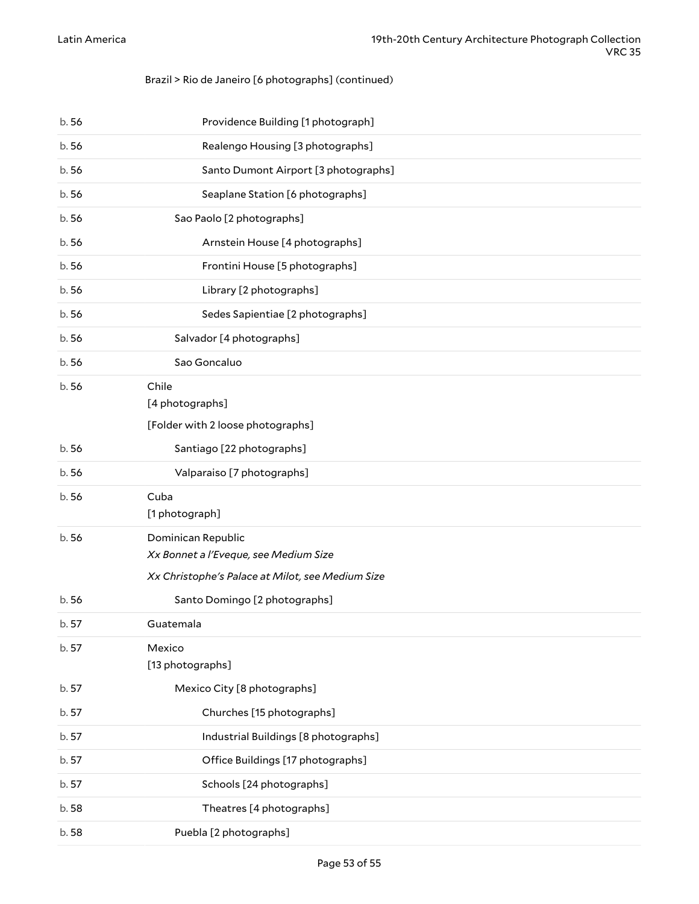Brazil > Rio de Janeiro [6 photographs] (continued)

| | |
|---|---|
| b. 56 | Providence Building [1 photograph] |
| b. 56 | Realengo Housing [3 photographs] |
| b. 56 | Santo Dumont Airport [3 photographs] |
| b. 56 | Seaplane Station [6 photographs] |
| b. 56 | Sao Paolo [2 photographs] |
| b. 56 | Arnstein House [4 photographs] |
| b. 56 | Frontini House [5 photographs] |
| b. 56 | Library [2 photographs] |
| b. 56 | Sedes Sapientiae [2 photographs] |
| b. 56 | Salvador [4 photographs] |
| b. 56 | Sao Goncaluo |
| b. 56 | Chile<br>[4 photographs]<br>[Folder with 2 loose photographs] |
| b. 56 | Santiago [22 photographs] |
| b. 56 | Valparaiso [7 photographs] |
| b. 56 | Cuba<br>[1 photograph] |
| b. 56 | Dominican Republic<br>*Xx Bonnet a l'Eveque, see Medium Size*<br>*Xx Christophe's Palace at Milot, see Medium Size* |
| b. 56 | Santo Domingo [2 photographs] |
| b. 57 | Guatemala |
| b. 57 | Mexico<br>[13 photographs] |
| b. 57 | Mexico City [8 photographs] |
| b. 57 | Churches [15 photographs] |
| b. 57 | Industrial Buildings [8 photographs] |
| b. 57 | Office Buildings [17 photographs] |
| b. 57 | Schools [24 photographs] |
| b. 58 | Theatres [4 photographs] |
| b. 58 | Puebla [2 photographs] |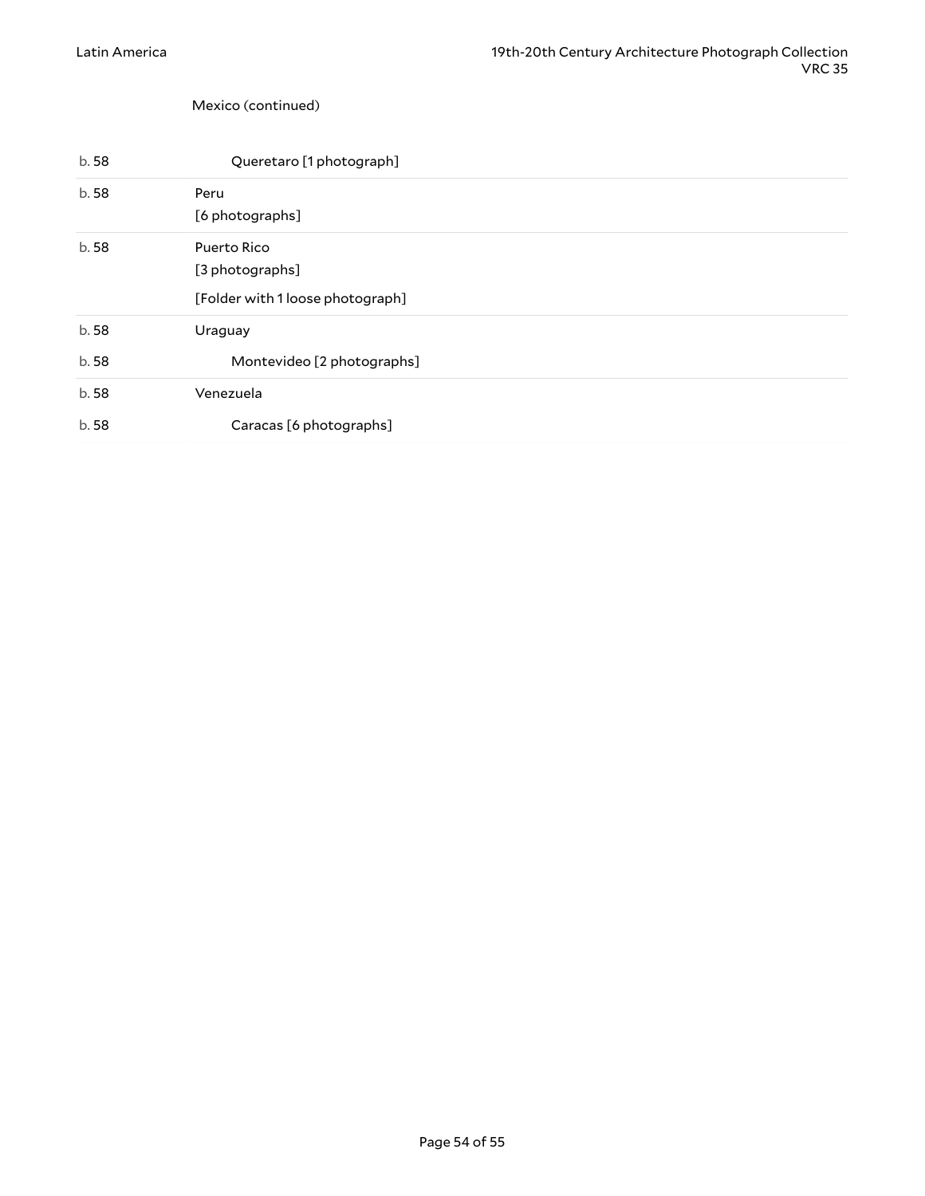Mexico (continued)

| | |
|---|---|
| b. 58 | Queretaro [1 photograph] |
| b. 58 | Peru<br>[6 photographs] |
| b. 58 | Puerto Rico<br>[3 photographs]<br>[Folder with 1 loose photograph] |
| b. 58 | Uraguay |
| b. 58 | Montevideo [2 photographs] |
| b. 58 | Venezuela |
| b. 58 | Caracas [6 photographs] |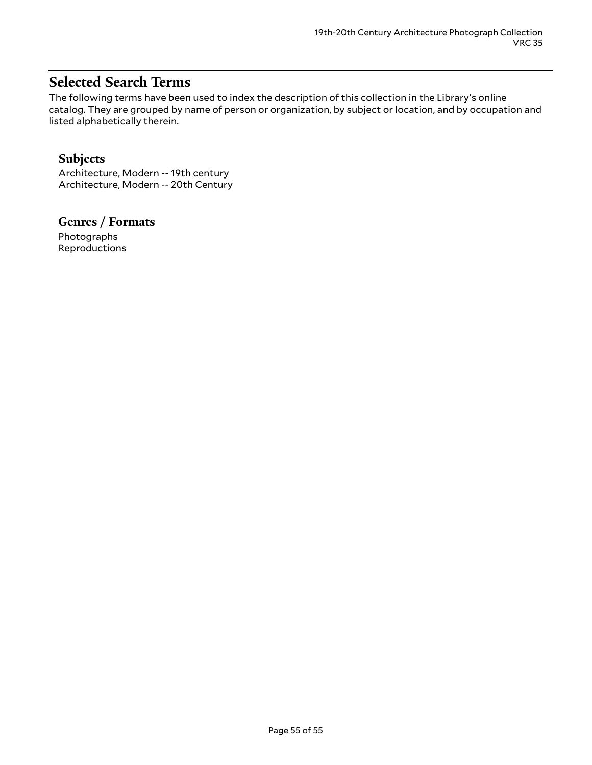## Selected Search Terms

The following terms have been used to index the description of this collection in the Library's online catalog. They are grouped by name of person or organization, by subject or location, and by occupation and listed alphabetically therein.

### Subjects

Architecture, Modern -- 19th century
Architecture, Modern -- 20th Century

### Genres / Formats

Photographs
Reproductions